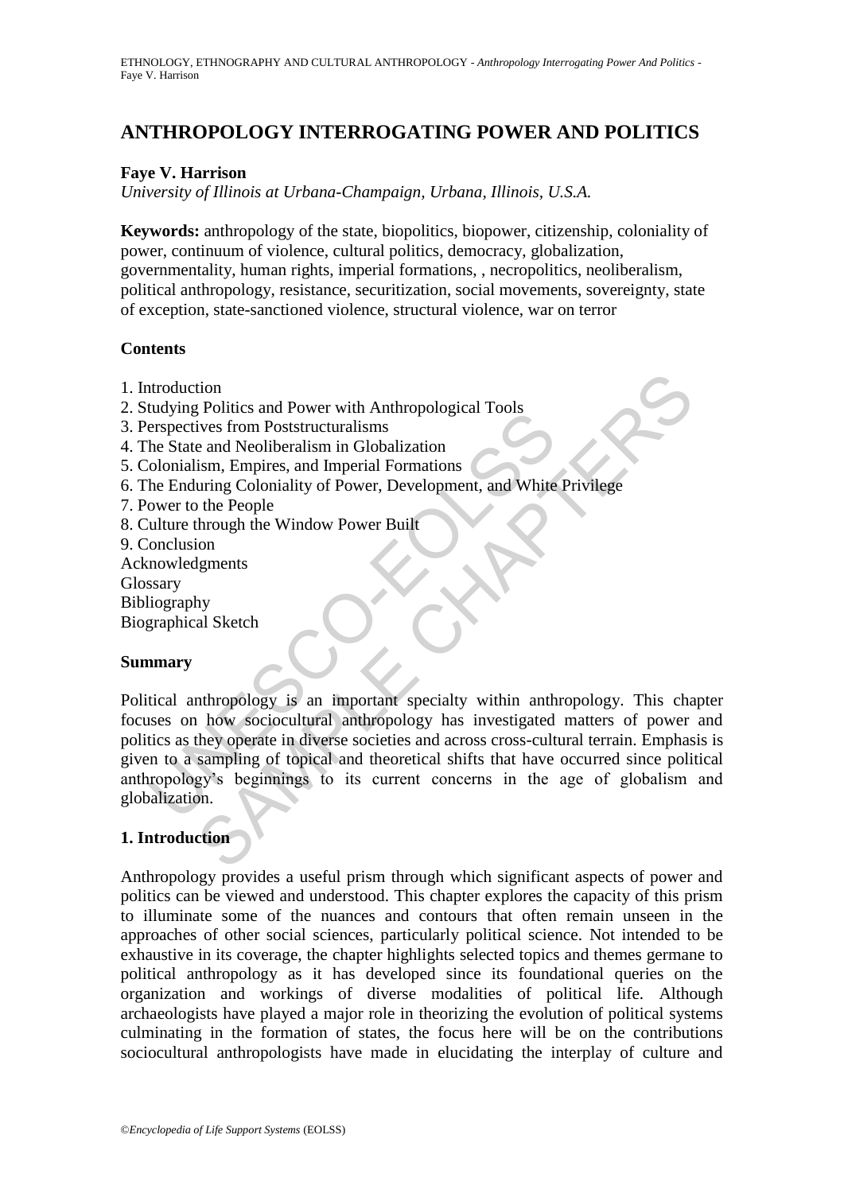# ANTHROPOLOGY INTERROGATING POWER AND POLITICS

**Faye V. Harrison**
*University of Illinois at Urbana-Champaign, Urbana, Illinois, U.S.A.*

**Keywords:** anthropology of the state, biopolitics, biopower, citizenship, coloniality of power, continuum of violence, cultural politics, democracy, globalization, governmentality, human rights, imperial formations, , necropolitics, neoliberalism, political anthropology, resistance, securitization, social movements, sovereignty, state of exception, state-sanctioned violence, structural violence, war on terror

## Contents

1. Introduction
2. Studying Politics and Power with Anthropological Tools
3. Perspectives from Poststructuralisms
4. The State and Neoliberalism in Globalization
5. Colonialism, Empires, and Imperial Formations
6. The Enduring Coloniality of Power, Development, and White Privilege
7. Power to the People
8. Culture through the Window Power Built
9. Conclusion

Acknowledgments
Glossary
Bibliography
Biographical Sketch

## Summary

Political anthropology is an important specialty within anthropology. This chapter focuses on how sociocultural anthropology has investigated matters of power and politics as they operate in diverse societies and across cross-cultural terrain. Emphasis is given to a sampling of topical and theoretical shifts that have occurred since political anthropology's beginnings to its current concerns in the age of globalism and globalization.

## 1. Introduction

Anthropology provides a useful prism through which significant aspects of power and politics can be viewed and understood. This chapter explores the capacity of this prism to illuminate some of the nuances and contours that often remain unseen in the approaches of other social sciences, particularly political science. Not intended to be exhaustive in its coverage, the chapter highlights selected topics and themes germane to political anthropology as it has developed since its foundational queries on the organization and workings of diverse modalities of political life. Although archaeologists have played a major role in theorizing the evolution of political systems culminating in the formation of states, the focus here will be on the contributions sociocultural anthropologists have made in elucidating the interplay of culture and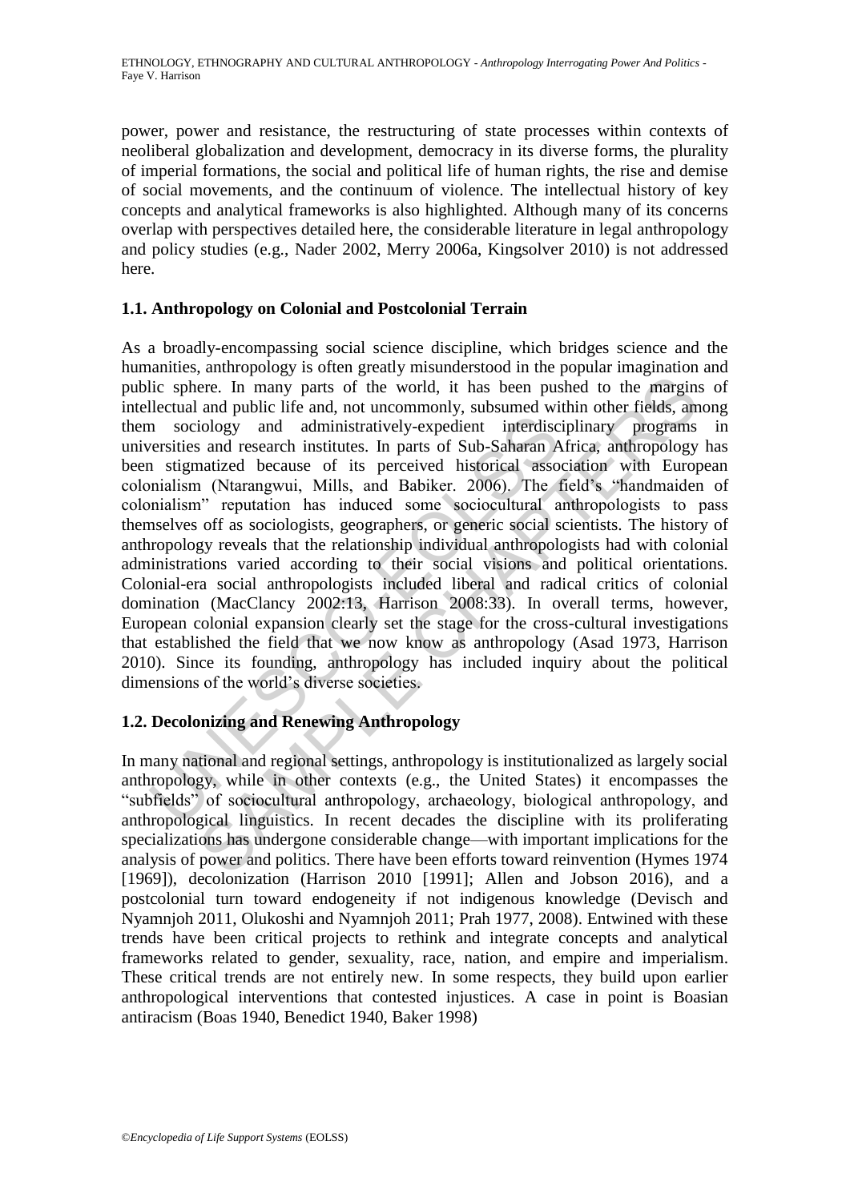power, power and resistance, the restructuring of state processes within contexts of neoliberal globalization and development, democracy in its diverse forms, the plurality of imperial formations, the social and political life of human rights, the rise and demise of social movements, and the continuum of violence. The intellectual history of key concepts and analytical frameworks is also highlighted. Although many of its concerns overlap with perspectives detailed here, the considerable literature in legal anthropology and policy studies (e.g., Nader 2002, Merry 2006a, Kingsolver 2010) is not addressed here.

### 1.1. Anthropology on Colonial and Postcolonial Terrain

As a broadly-encompassing social science discipline, which bridges science and the humanities, anthropology is often greatly misunderstood in the popular imagination and public sphere. In many parts of the world, it has been pushed to the margins of intellectual and public life and, not uncommonly, subsumed within other fields, among them sociology and administratively-expedient interdisciplinary programs in universities and research institutes. In parts of Sub-Saharan Africa, anthropology has been stigmatized because of its perceived historical association with European colonialism (Ntarangwui, Mills, and Babiker. 2006). The field's "handmaiden of colonialism" reputation has induced some sociocultural anthropologists to pass themselves off as sociologists, geographers, or generic social scientists. The history of anthropology reveals that the relationship individual anthropologists had with colonial administrations varied according to their social visions and political orientations. Colonial-era social anthropologists included liberal and radical critics of colonial domination (MacClancy 2002:13, Harrison 2008:33). In overall terms, however, European colonial expansion clearly set the stage for the cross-cultural investigations that established the field that we now know as anthropology (Asad 1973, Harrison 2010). Since its founding, anthropology has included inquiry about the political dimensions of the world's diverse societies.

### 1.2. Decolonizing and Renewing Anthropology

In many national and regional settings, anthropology is institutionalized as largely social anthropology, while in other contexts (e.g., the United States) it encompasses the "subfields" of sociocultural anthropology, archaeology, biological anthropology, and anthropological linguistics. In recent decades the discipline with its proliferating specializations has undergone considerable change—with important implications for the analysis of power and politics. There have been efforts toward reinvention (Hymes 1974 [1969]), decolonization (Harrison 2010 [1991]; Allen and Jobson 2016), and a postcolonial turn toward endogeneity if not indigenous knowledge (Devisch and Nyamnjoh 2011, Olukoshi and Nyamnjoh 2011; Prah 1977, 2008). Entwined with these trends have been critical projects to rethink and integrate concepts and analytical frameworks related to gender, sexuality, race, nation, and empire and imperialism. These critical trends are not entirely new. In some respects, they build upon earlier anthropological interventions that contested injustices. A case in point is Boasian antiracism (Boas 1940, Benedict 1940, Baker 1998)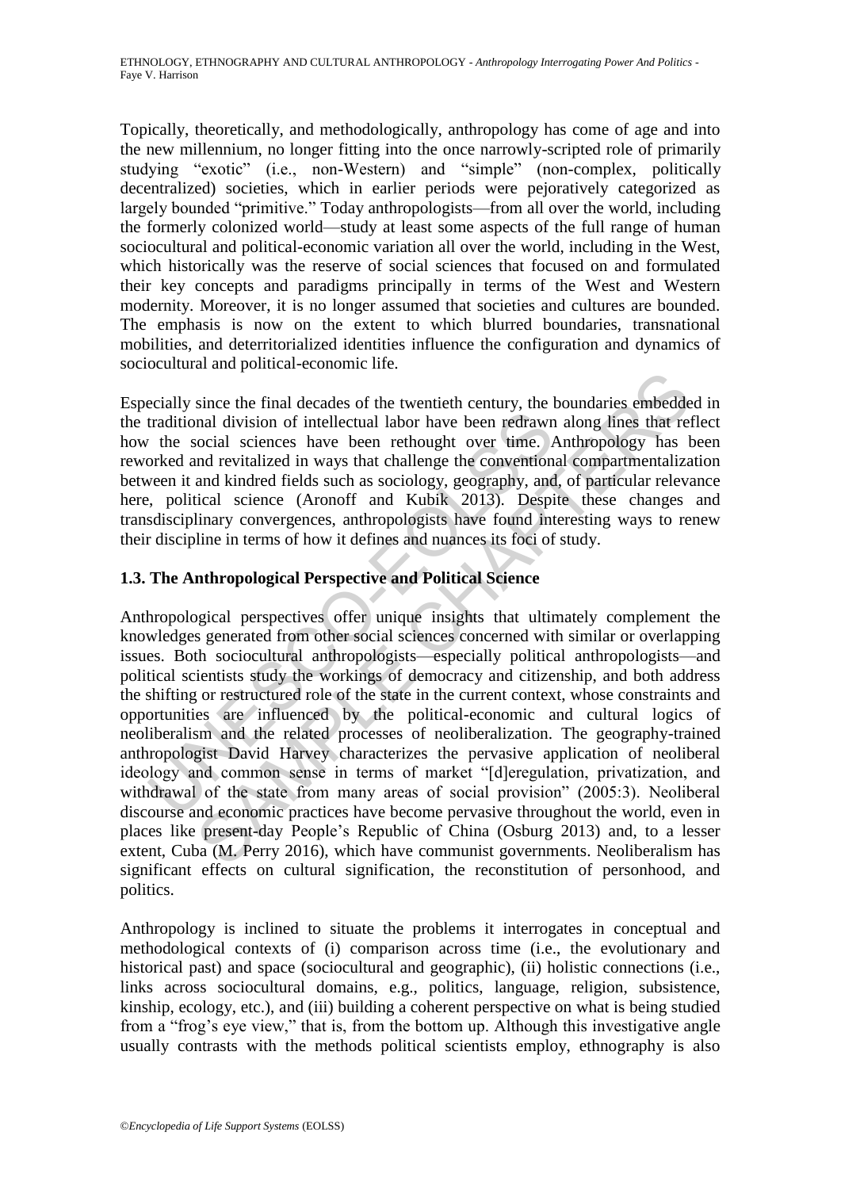Topically, theoretically, and methodologically, anthropology has come of age and into the new millennium, no longer fitting into the once narrowly-scripted role of primarily studying "exotic" (i.e., non-Western) and "simple" (non-complex, politically decentralized) societies, which in earlier periods were pejoratively categorized as largely bounded "primitive." Today anthropologists—from all over the world, including the formerly colonized world—study at least some aspects of the full range of human sociocultural and political-economic variation all over the world, including in the West, which historically was the reserve of social sciences that focused on and formulated their key concepts and paradigms principally in terms of the West and Western modernity. Moreover, it is no longer assumed that societies and cultures are bounded. The emphasis is now on the extent to which blurred boundaries, transnational mobilities, and deterritorialized identities influence the configuration and dynamics of sociocultural and political-economic life.

Especially since the final decades of the twentieth century, the boundaries embedded in the traditional division of intellectual labor have been redrawn along lines that reflect how the social sciences have been rethought over time. Anthropology has been reworked and revitalized in ways that challenge the conventional compartmentalization between it and kindred fields such as sociology, geography, and, of particular relevance here, political science (Aronoff and Kubik 2013). Despite these changes and transdisciplinary convergences, anthropologists have found interesting ways to renew their discipline in terms of how it defines and nuances its foci of study.

### 1.3. The Anthropological Perspective and Political Science

Anthropological perspectives offer unique insights that ultimately complement the knowledges generated from other social sciences concerned with similar or overlapping issues. Both sociocultural anthropologists—especially political anthropologists—and political scientists study the workings of democracy and citizenship, and both address the shifting or restructured role of the state in the current context, whose constraints and opportunities are influenced by the political-economic and cultural logics of neoliberalism and the related processes of neoliberalization. The geography-trained anthropologist David Harvey characterizes the pervasive application of neoliberal ideology and common sense in terms of market "[d]eregulation, privatization, and withdrawal of the state from many areas of social provision" (2005:3). Neoliberal discourse and economic practices have become pervasive throughout the world, even in places like present-day People's Republic of China (Osburg 2013) and, to a lesser extent, Cuba (M. Perry 2016), which have communist governments. Neoliberalism has significant effects on cultural signification, the reconstitution of personhood, and politics.

Anthropology is inclined to situate the problems it interrogates in conceptual and methodological contexts of (i) comparison across time (i.e., the evolutionary and historical past) and space (sociocultural and geographic), (ii) holistic connections (i.e., links across sociocultural domains, e.g., politics, language, religion, subsistence, kinship, ecology, etc.), and (iii) building a coherent perspective on what is being studied from a "frog's eye view," that is, from the bottom up. Although this investigative angle usually contrasts with the methods political scientists employ, ethnography is also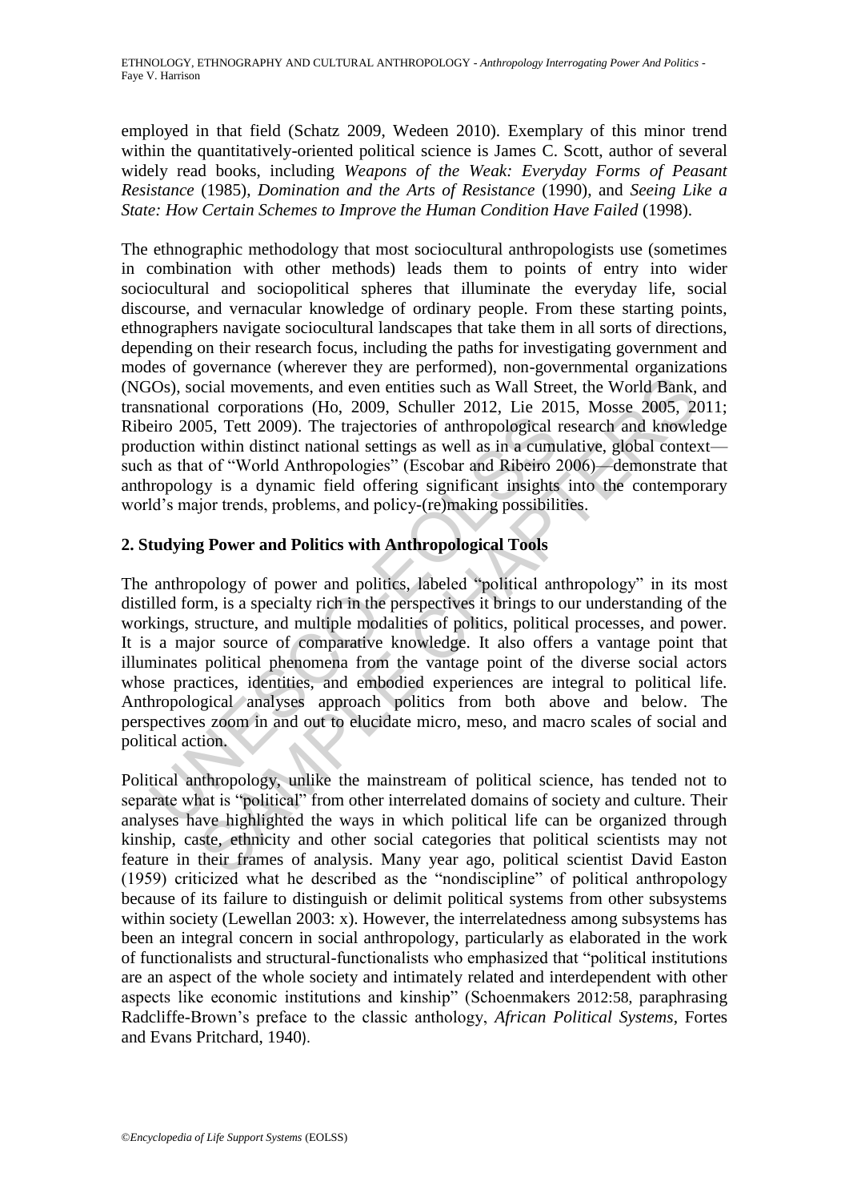employed in that field (Schatz 2009, Wedeen 2010). Exemplary of this minor trend within the quantitatively-oriented political science is James C. Scott, author of several widely read books, including *Weapons of the Weak: Everyday Forms of Peasant Resistance* (1985), *Domination and the Arts of Resistance* (1990), and *Seeing Like a State: How Certain Schemes to Improve the Human Condition Have Failed* (1998).

The ethnographic methodology that most sociocultural anthropologists use (sometimes in combination with other methods) leads them to points of entry into wider sociocultural and sociopolitical spheres that illuminate the everyday life, social discourse, and vernacular knowledge of ordinary people. From these starting points, ethnographers navigate sociocultural landscapes that take them in all sorts of directions, depending on their research focus, including the paths for investigating government and modes of governance (wherever they are performed), non-governmental organizations (NGOs), social movements, and even entities such as Wall Street, the World Bank, and transnational corporations (Ho, 2009, Schuller 2012, Lie 2015, Mosse 2005, 2011; Ribeiro 2005, Tett 2009). The trajectories of anthropological research and knowledge production within distinct national settings as well as in a cumulative, global context—such as that of "World Anthropologies" (Escobar and Ribeiro 2006)—demonstrate that anthropology is a dynamic field offering significant insights into the contemporary world's major trends, problems, and policy-(re)making possibilities.

## 2. Studying Power and Politics with Anthropological Tools

The anthropology of power and politics, labeled "political anthropology" in its most distilled form, is a specialty rich in the perspectives it brings to our understanding of the workings, structure, and multiple modalities of politics, political processes, and power. It is a major source of comparative knowledge. It also offers a vantage point that illuminates political phenomena from the vantage point of the diverse social actors whose practices, identities, and embodied experiences are integral to political life. Anthropological analyses approach politics from both above and below. The perspectives zoom in and out to elucidate micro, meso, and macro scales of social and political action.

Political anthropology, unlike the mainstream of political science, has tended not to separate what is "political" from other interrelated domains of society and culture. Their analyses have highlighted the ways in which political life can be organized through kinship, caste, ethnicity and other social categories that political scientists may not feature in their frames of analysis. Many year ago, political scientist David Easton (1959) criticized what he described as the "nondiscipline" of political anthropology because of its failure to distinguish or delimit political systems from other subsystems within society (Lewellan 2003: x). However, the interrelatedness among subsystems has been an integral concern in social anthropology, particularly as elaborated in the work of functionalists and structural-functionalists who emphasized that "political institutions are an aspect of the whole society and intimately related and interdependent with other aspects like economic institutions and kinship" (Schoenmakers 2012:58, paraphrasing Radcliffe-Brown's preface to the classic anthology, *African Political Systems*, Fortes and Evans Pritchard, 1940).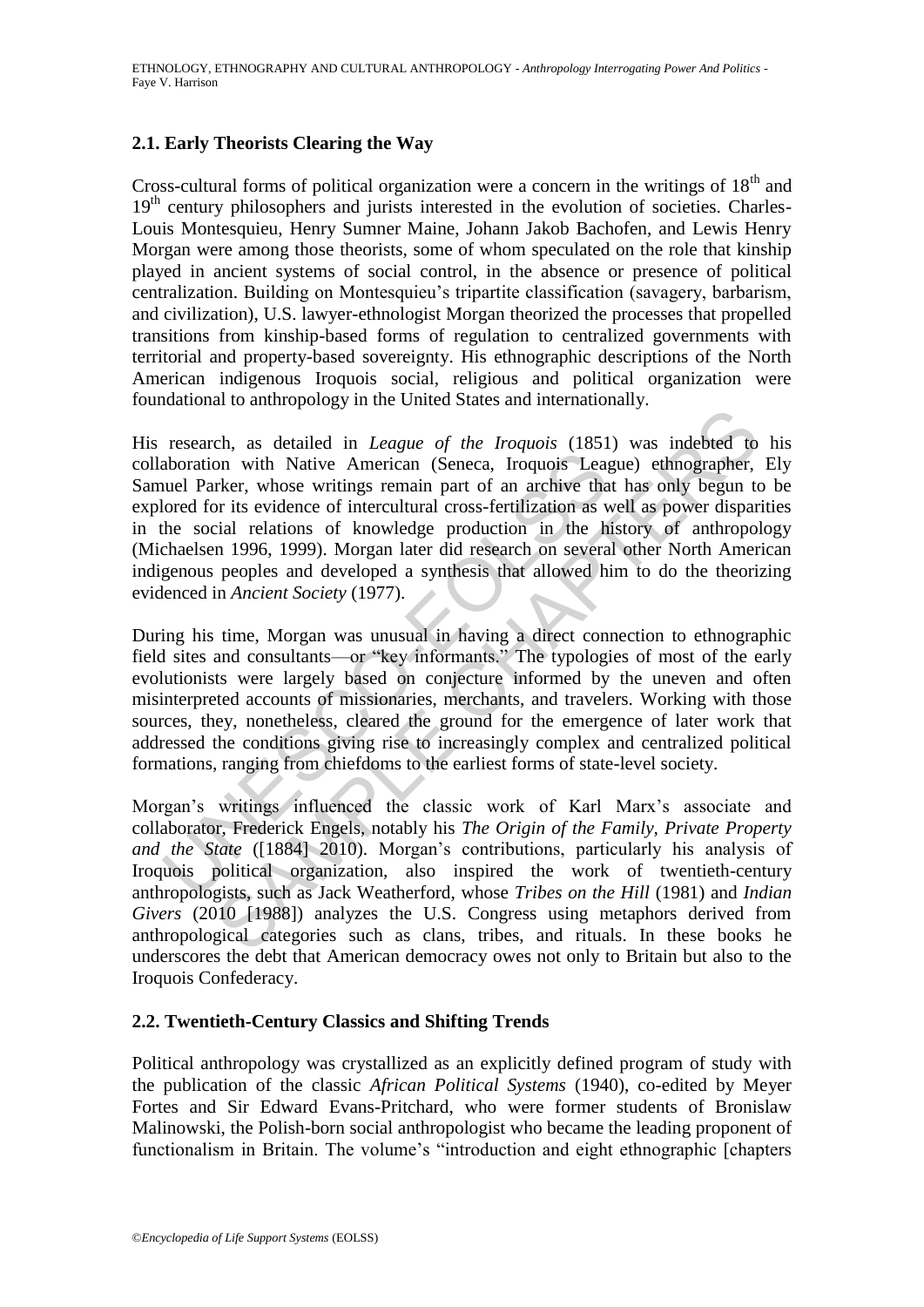## 2.1. Early Theorists Clearing the Way

Cross-cultural forms of political organization were a concern in the writings of $18^{th}$ and $19^{th}$ century philosophers and jurists interested in the evolution of societies. Charles-Louis Montesquieu, Henry Sumner Maine, Johann Jakob Bachofen, and Lewis Henry Morgan were among those theorists, some of whom speculated on the role that kinship played in ancient systems of social control, in the absence or presence of political centralization. Building on Montesquieu's tripartite classification (savagery, barbarism, and civilization), U.S. lawyer-ethnologist Morgan theorized the processes that propelled transitions from kinship-based forms of regulation to centralized governments with territorial and property-based sovereignty. His ethnographic descriptions of the North American indigenous Iroquois social, religious and political organization were foundational to anthropology in the United States and internationally.

His research, as detailed in *League of the Iroquois* (1851) was indebted to his collaboration with Native American (Seneca, Iroquois League) ethnographer, Ely Samuel Parker, whose writings remain part of an archive that has only begun to be explored for its evidence of intercultural cross-fertilization as well as power disparities in the social relations of knowledge production in the history of anthropology (Michaelsen 1996, 1999). Morgan later did research on several other North American indigenous peoples and developed a synthesis that allowed him to do the theorizing evidenced in *Ancient Society* (1977).

During his time, Morgan was unusual in having a direct connection to ethnographic field sites and consultants—or "key informants." The typologies of most of the early evolutionists were largely based on conjecture informed by the uneven and often misinterpreted accounts of missionaries, merchants, and travelers. Working with those sources, they, nonetheless, cleared the ground for the emergence of later work that addressed the conditions giving rise to increasingly complex and centralized political formations, ranging from chiefdoms to the earliest forms of state-level society.

Morgan's writings influenced the classic work of Karl Marx's associate and collaborator, Frederick Engels, notably his *The Origin of the Family, Private Property and the State* ([1884] 2010). Morgan's contributions, particularly his analysis of Iroquois political organization, also inspired the work of twentieth-century anthropologists, such as Jack Weatherford, whose *Tribes on the Hill* (1981) and *Indian Givers* (2010 [1988]) analyzes the U.S. Congress using metaphors derived from anthropological categories such as clans, tribes, and rituals. In these books he underscores the debt that American democracy owes not only to Britain but also to the Iroquois Confederacy.

## 2.2. Twentieth-Century Classics and Shifting Trends

Political anthropology was crystallized as an explicitly defined program of study with the publication of the classic *African Political Systems* (1940), co-edited by Meyer Fortes and Sir Edward Evans-Pritchard, who were former students of Bronislaw Malinowski, the Polish-born social anthropologist who became the leading proponent of functionalism in Britain. The volume's "introduction and eight ethnographic [chapters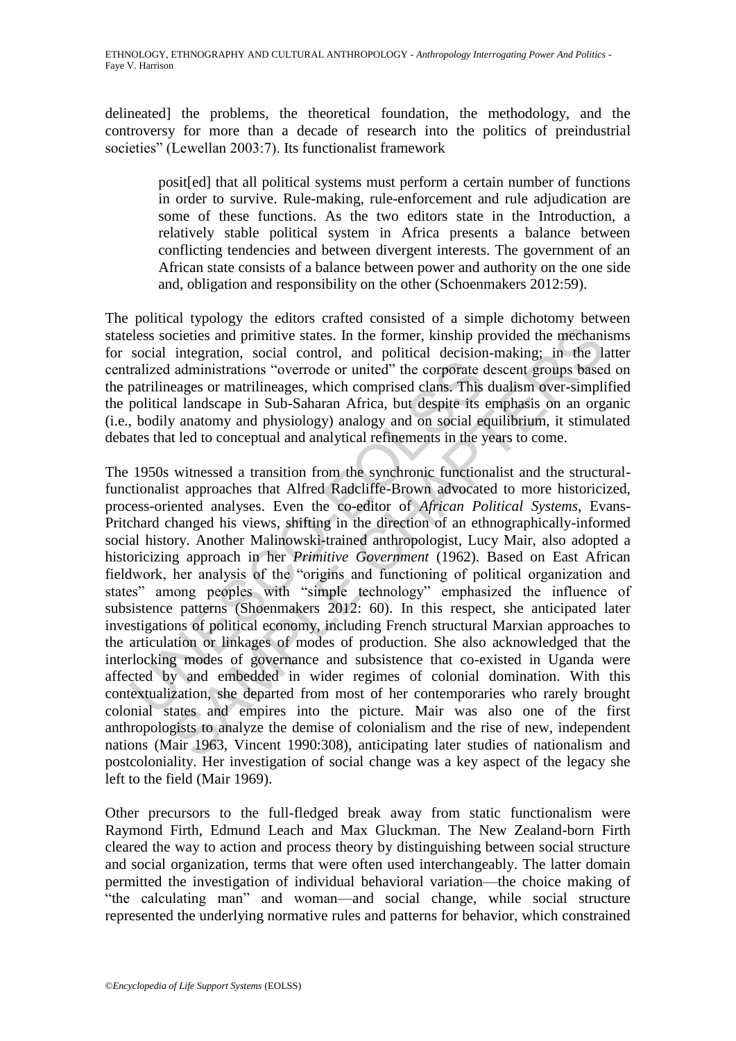delineated] the problems, the theoretical foundation, the methodology, and the controversy for more than a decade of research into the politics of preindustrial societies" (Lewellan 2003:7). Its functionalist framework

> posit[ed] that all political systems must perform a certain number of functions in order to survive. Rule-making, rule-enforcement and rule adjudication are some of these functions. As the two editors state in the Introduction, a relatively stable political system in Africa presents a balance between conflicting tendencies and between divergent interests. The government of an African state consists of a balance between power and authority on the one side and, obligation and responsibility on the other (Schoenmakers 2012:59).

The political typology the editors crafted consisted of a simple dichotomy between stateless societies and primitive states. In the former, kinship provided the mechanisms for social integration, social control, and political decision-making; in the latter centralized administrations "overrode or united" the corporate descent groups based on the patrilineages or matrilineages, which comprised clans. This dualism over-simplified the political landscape in Sub-Saharan Africa, but despite its emphasis on an organic (i.e., bodily anatomy and physiology) analogy and on social equilibrium, it stimulated debates that led to conceptual and analytical refinements in the years to come.

The 1950s witnessed a transition from the synchronic functionalist and the structural-functionalist approaches that Alfred Radcliffe-Brown advocated to more historicized, process-oriented analyses. Even the co-editor of *African Political Systems*, Evans-Pritchard changed his views, shifting in the direction of an ethnographically-informed social history. Another Malinowski-trained anthropologist, Lucy Mair, also adopted a historicizing approach in her *Primitive Government* (1962). Based on East African fieldwork, her analysis of the "origins and functioning of political organization and states" among peoples with "simple technology" emphasized the influence of subsistence patterns (Shoenmakers 2012: 60). In this respect, she anticipated later investigations of political economy, including French structural Marxian approaches to the articulation or linkages of modes of production. She also acknowledged that the interlocking modes of governance and subsistence that co-existed in Uganda were affected by and embedded in wider regimes of colonial domination. With this contextualization, she departed from most of her contemporaries who rarely brought colonial states and empires into the picture. Mair was also one of the first anthropologists to analyze the demise of colonialism and the rise of new, independent nations (Mair 1963, Vincent 1990:308), anticipating later studies of nationalism and postcoloniality. Her investigation of social change was a key aspect of the legacy she left to the field (Mair 1969).

Other precursors to the full-fledged break away from static functionalism were Raymond Firth, Edmund Leach and Max Gluckman. The New Zealand-born Firth cleared the way to action and process theory by distinguishing between social structure and social organization, terms that were often used interchangeably. The latter domain permitted the investigation of individual behavioral variation—the choice making of "the calculating man" and woman—and social change, while social structure represented the underlying normative rules and patterns for behavior, which constrained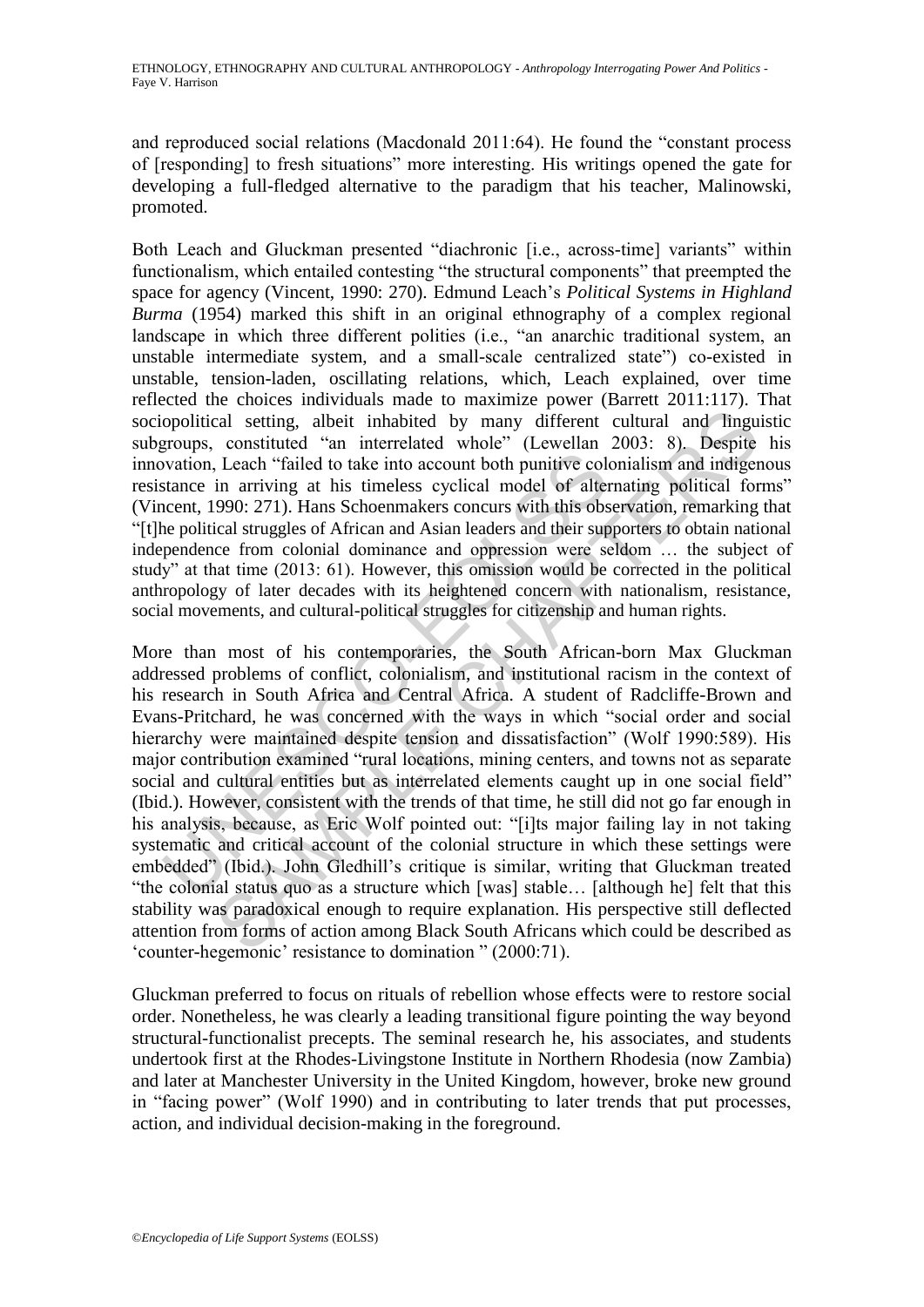and reproduced social relations (Macdonald 2011:64). He found the "constant process of [responding] to fresh situations" more interesting. His writings opened the gate for developing a full-fledged alternative to the paradigm that his teacher, Malinowski, promoted.

Both Leach and Gluckman presented "diachronic [i.e., across-time] variants" within functionalism, which entailed contesting "the structural components" that preempted the space for agency (Vincent, 1990: 270). Edmund Leach's *Political Systems in Highland Burma* (1954) marked this shift in an original ethnography of a complex regional landscape in which three different polities (i.e., "an anarchic traditional system, an unstable intermediate system, and a small-scale centralized state") co-existed in unstable, tension-laden, oscillating relations, which, Leach explained, over time reflected the choices individuals made to maximize power (Barrett 2011:117). That sociopolitical setting, albeit inhabited by many different cultural and linguistic subgroups, constituted "an interrelated whole" (Lewellan 2003: 8). Despite his innovation, Leach "failed to take into account both punitive colonialism and indigenous resistance in arriving at his timeless cyclical model of alternating political forms" (Vincent, 1990: 271). Hans Schoenmakers concurs with this observation, remarking that "[t]he political struggles of African and Asian leaders and their supporters to obtain national independence from colonial dominance and oppression were seldom … the subject of study" at that time (2013: 61). However, this omission would be corrected in the political anthropology of later decades with its heightened concern with nationalism, resistance, social movements, and cultural-political struggles for citizenship and human rights.

More than most of his contemporaries, the South African-born Max Gluckman addressed problems of conflict, colonialism, and institutional racism in the context of his research in South Africa and Central Africa. A student of Radcliffe-Brown and Evans-Pritchard, he was concerned with the ways in which "social order and social hierarchy were maintained despite tension and dissatisfaction" (Wolf 1990:589). His major contribution examined "rural locations, mining centers, and towns not as separate social and cultural entities but as interrelated elements caught up in one social field" (Ibid.). However, consistent with the trends of that time, he still did not go far enough in his analysis, because, as Eric Wolf pointed out: "[i]ts major failing lay in not taking systematic and critical account of the colonial structure in which these settings were embedded" (Ibid.). John Gledhill's critique is similar, writing that Gluckman treated "the colonial status quo as a structure which [was] stable… [although he] felt that this stability was paradoxical enough to require explanation. His perspective still deflected attention from forms of action among Black South Africans which could be described as 'counter-hegemonic' resistance to domination " (2000:71).

Gluckman preferred to focus on rituals of rebellion whose effects were to restore social order. Nonetheless, he was clearly a leading transitional figure pointing the way beyond structural-functionalist precepts. The seminal research he, his associates, and students undertook first at the Rhodes-Livingstone Institute in Northern Rhodesia (now Zambia) and later at Manchester University in the United Kingdom, however, broke new ground in "facing power" (Wolf 1990) and in contributing to later trends that put processes, action, and individual decision-making in the foreground.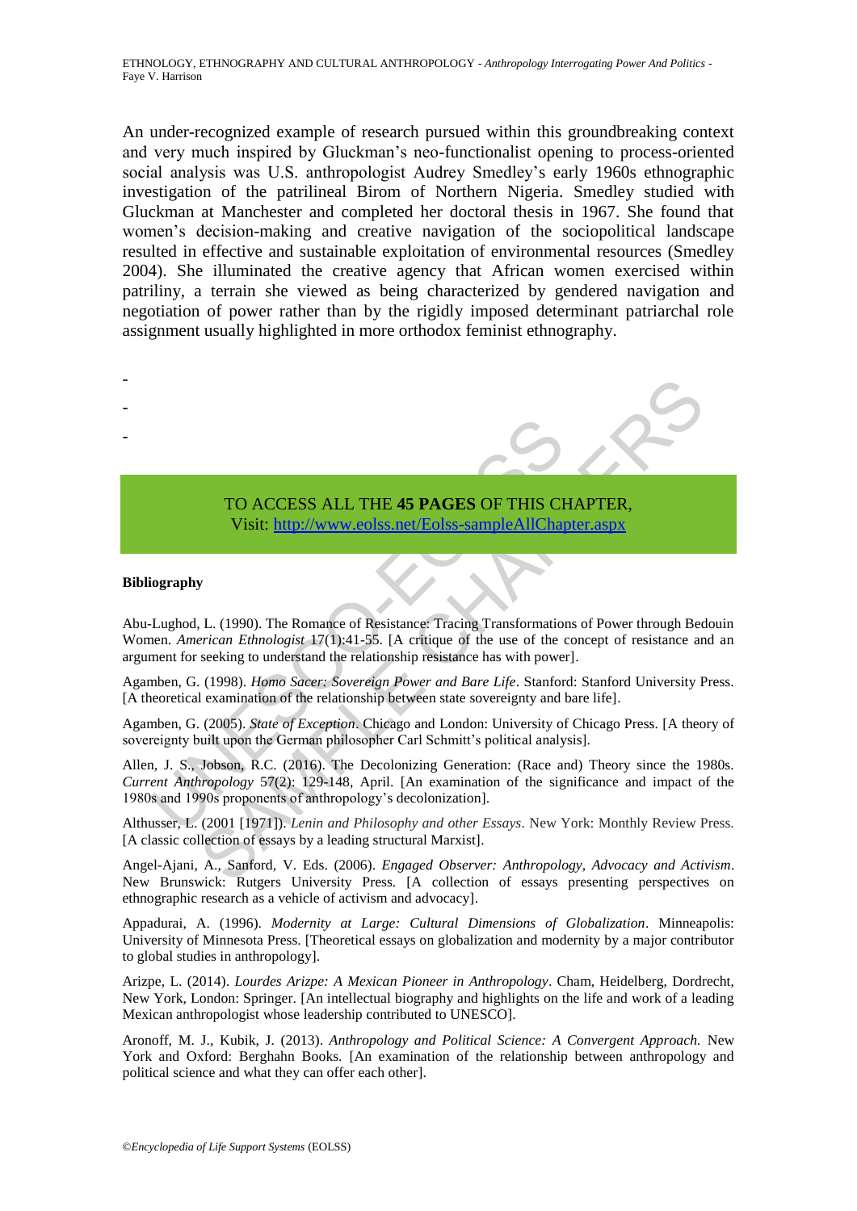An under-recognized example of research pursued within this groundbreaking context and very much inspired by Gluckman's neo-functionalist opening to process-oriented social analysis was U.S. anthropologist Audrey Smedley's early 1960s ethnographic investigation of the patrilineal Birom of Northern Nigeria. Smedley studied with Gluckman at Manchester and completed her doctoral thesis in 1967. She found that women's decision-making and creative navigation of the sociopolitical landscape resulted in effective and sustainable exploitation of environmental resources (Smedley 2004). She illuminated the creative agency that African women exercised within patriliny, a terrain she viewed as being characterized by gendered navigation and negotiation of power rather than by the rigidly imposed determinant patriarchal role assignment usually highlighted in more orthodox feminist ethnography.

-
-
-

TO ACCESS ALL THE **45 PAGES** OF THIS CHAPTER,
Visit: http://www.eolss.net/Eolss-sampleAllChapter.aspx

**Bibliography**

Abu-Lughod, L. (1990). The Romance of Resistance: Tracing Transformations of Power through Bedouin Women. *American Ethnologist* 17(1):41-55. [A critique of the use of the concept of resistance and an argument for seeking to understand the relationship resistance has with power].

Agamben, G. (1998). *Homo Sacer: Sovereign Power and Bare Life*. Stanford: Stanford University Press. [A theoretical examination of the relationship between state sovereignty and bare life].

Agamben, G. (2005). *State of Exception*. Chicago and London: University of Chicago Press. [A theory of sovereignty built upon the German philosopher Carl Schmitt's political analysis].

Allen, J. S., Jobson, R.C. (2016). The Decolonizing Generation: (Race and) Theory since the 1980s. *Current Anthropology* 57(2): 129-148, April. [An examination of the significance and impact of the 1980s and 1990s proponents of anthropology's decolonization].

Althusser, L. (2001 [1971]). *Lenin and Philosophy and other Essays*. New York: Monthly Review Press. [A classic collection of essays by a leading structural Marxist].

Angel-Ajani, A., Sanford, V. Eds. (2006). *Engaged Observer: Anthropology, Advocacy and Activism*. New Brunswick: Rutgers University Press. [A collection of essays presenting perspectives on ethnographic research as a vehicle of activism and advocacy].

Appadurai, A. (1996). *Modernity at Large: Cultural Dimensions of Globalization*. Minneapolis: University of Minnesota Press. [Theoretical essays on globalization and modernity by a major contributor to global studies in anthropology].

Arizpe, L. (2014). *Lourdes Arizpe: A Mexican Pioneer in Anthropology*. Cham, Heidelberg, Dordrecht, New York, London: Springer. [An intellectual biography and highlights on the life and work of a leading Mexican anthropologist whose leadership contributed to UNESCO].

Aronoff, M. J., Kubik, J. (2013). *Anthropology and Political Science: A Convergent Approach.* New York and Oxford: Berghahn Books. [An examination of the relationship between anthropology and political science and what they can offer each other].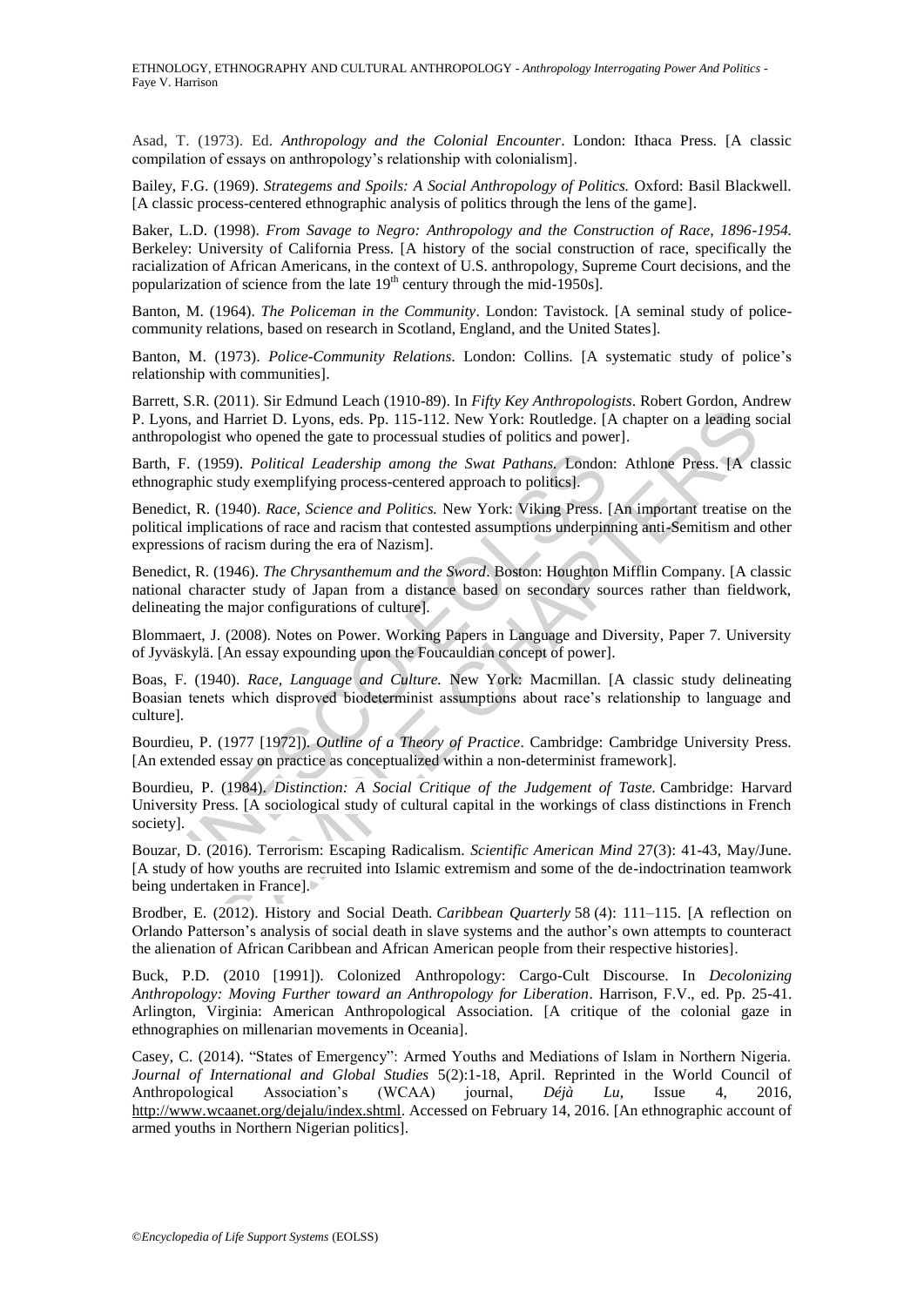Asad, T. (1973). Ed. *Anthropology and the Colonial Encounter*. London: Ithaca Press. [A classic compilation of essays on anthropology's relationship with colonialism].

Bailey, F.G. (1969). *Strategems and Spoils: A Social Anthropology of Politics.* Oxford: Basil Blackwell. [A classic process-centered ethnographic analysis of politics through the lens of the game].

Baker, L.D. (1998). *From Savage to Negro: Anthropology and the Construction of Race, 1896-1954.* Berkeley: University of California Press. [A history of the social construction of race, specifically the racialization of African Americans, in the context of U.S. anthropology, Supreme Court decisions, and the popularization of science from the late 19th century through the mid-1950s].

Banton, M. (1964). *The Policeman in the Community*. London: Tavistock. [A seminal study of police-community relations, based on research in Scotland, England, and the United States].

Banton, M. (1973). *Police-Community Relations*. London: Collins. [A systematic study of police's relationship with communities].

Barrett, S.R. (2011). Sir Edmund Leach (1910-89). In *Fifty Key Anthropologists*. Robert Gordon, Andrew P. Lyons, and Harriet D. Lyons, eds. Pp. 115-112. New York: Routledge. [A chapter on a leading social anthropologist who opened the gate to processual studies of politics and power].

Barth, F. (1959). *Political Leadership among the Swat Pathans.* London: Athlone Press. [A classic ethnographic study exemplifying process-centered approach to politics].

Benedict, R. (1940). *Race, Science and Politics.* New York: Viking Press. [An important treatise on the political implications of race and racism that contested assumptions underpinning anti-Semitism and other expressions of racism during the era of Nazism].

Benedict, R. (1946). *The Chrysanthemum and the Sword*. Boston: Houghton Mifflin Company. [A classic national character study of Japan from a distance based on secondary sources rather than fieldwork, delineating the major configurations of culture].

Blommaert, J. (2008). Notes on Power. Working Papers in Language and Diversity, Paper 7. University of Jyväskylä. [An essay expounding upon the Foucauldian concept of power].

Boas, F. (1940). *Race, Language and Culture.* New York: Macmillan. [A classic study delineating Boasian tenets which disproved biodeterminist assumptions about race's relationship to language and culture].

Bourdieu, P. (1977 [1972]). *Outline of a Theory of Practice*. Cambridge: Cambridge University Press. [An extended essay on practice as conceptualized within a non-determinist framework].

Bourdieu, P. (1984). *Distinction: A Social Critique of the Judgement of Taste.* Cambridge: Harvard University Press. [A sociological study of cultural capital in the workings of class distinctions in French society].

Bouzar, D. (2016). Terrorism: Escaping Radicalism. *Scientific American Mind* 27(3): 41-43, May/June. [A study of how youths are recruited into Islamic extremism and some of the de-indoctrination teamwork being undertaken in France].

Brodber, E. (2012). History and Social Death. *Caribbean Quarterly* 58 (4): 111–115. [A reflection on Orlando Patterson's analysis of social death in slave systems and the author's own attempts to counteract the alienation of African Caribbean and African American people from their respective histories].

Buck, P.D. (2010 [1991]). Colonized Anthropology: Cargo-Cult Discourse. In *Decolonizing Anthropology: Moving Further toward an Anthropology for Liberation*. Harrison, F.V., ed. Pp. 25-41. Arlington, Virginia: American Anthropological Association. [A critique of the colonial gaze in ethnographies on millenarian movements in Oceania].

Casey, C. (2014). "States of Emergency": Armed Youths and Mediations of Islam in Northern Nigeria. *Journal of International and Global Studies* 5(2):1-18, April. Reprinted in the World Council of Anthropological Association's (WCAA) journal, *Déjà Lu*, Issue 4, 2016, http://www.wcaanet.org/dejalu/index.shtml. Accessed on February 14, 2016. [An ethnographic account of armed youths in Northern Nigerian politics].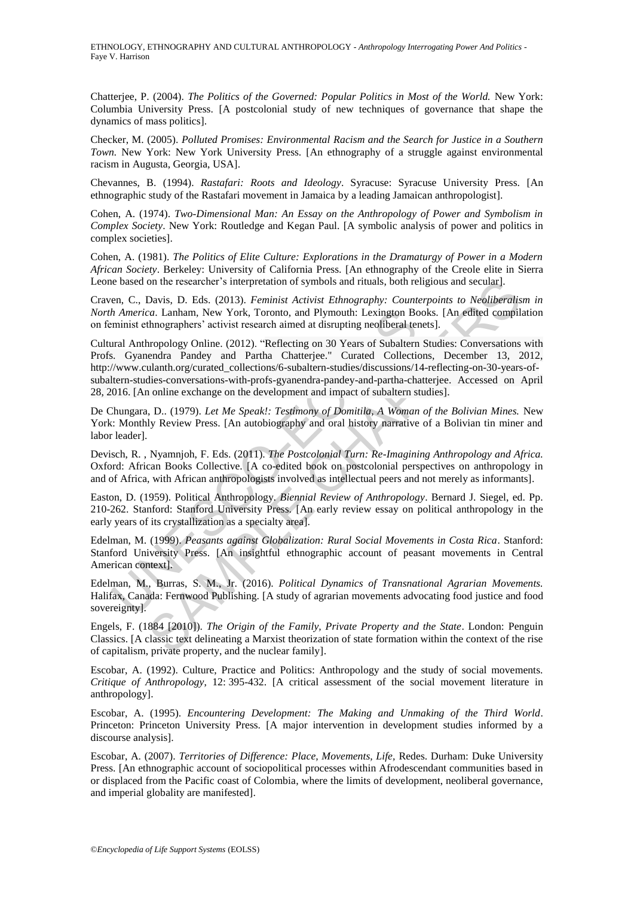Chatterjee, P. (2004). *The Politics of the Governed: Popular Politics in Most of the World.* New York: Columbia University Press. [A postcolonial study of new techniques of governance that shape the dynamics of mass politics].

Checker, M. (2005). *Polluted Promises: Environmental Racism and the Search for Justice in a Southern Town.* New York: New York University Press. [An ethnography of a struggle against environmental racism in Augusta, Georgia, USA].

Chevannes, B. (1994). *Rastafari: Roots and Ideology*. Syracuse: Syracuse University Press. [An ethnographic study of the Rastafari movement in Jamaica by a leading Jamaican anthropologist].

Cohen, A. (1974). *Two-Dimensional Man: An Essay on the Anthropology of Power and Symbolism in Complex Society*. New York: Routledge and Kegan Paul. [A symbolic analysis of power and politics in complex societies].

Cohen, A. (1981). *The Politics of Elite Culture: Explorations in the Dramaturgy of Power in a Modern African Society*. Berkeley: University of California Press. [An ethnography of the Creole elite in Sierra Leone based on the researcher's interpretation of symbols and rituals, both religious and secular].

Craven, C., Davis, D. Eds. (2013). *Feminist Activist Ethnography: Counterpoints to Neoliberalism in North America*. Lanham, New York, Toronto, and Plymouth: Lexington Books. [An edited compilation on feminist ethnographers' activist research aimed at disrupting neoliberal tenets].

Cultural Anthropology Online. (2012). "Reflecting on 30 Years of Subaltern Studies: Conversations with Profs. Gyanendra Pandey and Partha Chatterjee." Curated Collections, December 13, 2012, http://www.culanth.org/curated_collections/6-subaltern-studies/discussions/14-reflecting-on-30-years-of-subaltern-studies-conversations-with-profs-gyanendra-pandey-and-partha-chatterjee. Accessed on April 28, 2016. [An online exchange on the development and impact of subaltern studies].

De Chungara, D.. (1979). *Let Me Speak!: Testimony of Domitila, A Woman of the Bolivian Mines.* New York: Monthly Review Press. [An autobiography and oral history narrative of a Bolivian tin miner and labor leader].

Devisch, R. , Nyamnjoh, F. Eds. (2011). *The Postcolonial Turn: Re-Imagining Anthropology and Africa.* Oxford: African Books Collective. [A co-edited book on postcolonial perspectives on anthropology in and of Africa, with African anthropologists involved as intellectual peers and not merely as informants].

Easton, D. (1959). Political Anthropology. *Biennial Review of Anthropology*. Bernard J. Siegel, ed. Pp. 210-262. Stanford: Stanford University Press. [An early review essay on political anthropology in the early years of its crystallization as a specialty area].

Edelman, M. (1999). *Peasants against Globalization: Rural Social Movements in Costa Rica*. Stanford: Stanford University Press. [An insightful ethnographic account of peasant movements in Central American context].

Edelman, M., Burras, S. M., Jr. (2016). *Political Dynamics of Transnational Agrarian Movements.* Halifax, Canada: Fernwood Publishing. [A study of agrarian movements advocating food justice and food sovereignty].

Engels, F. (1884 [2010]). *The Origin of the Family, Private Property and the State*. London: Penguin Classics. [A classic text delineating a Marxist theorization of state formation within the context of the rise of capitalism, private property, and the nuclear family].

Escobar, A. (1992). Culture, Practice and Politics: Anthropology and the study of social movements. *Critique of Anthropology*, 12: 395-432. [A critical assessment of the social movement literature in anthropology].

Escobar, A. (1995). *Encountering Development: The Making and Unmaking of the Third World*. Princeton: Princeton University Press. [A major intervention in development studies informed by a discourse analysis].

Escobar, A. (2007). *Territories of Difference: Place, Movements, Life*, Redes. Durham: Duke University Press. [An ethnographic account of sociopolitical processes within Afrodescendant communities based in or displaced from the Pacific coast of Colombia, where the limits of development, neoliberal governance, and imperial globality are manifested].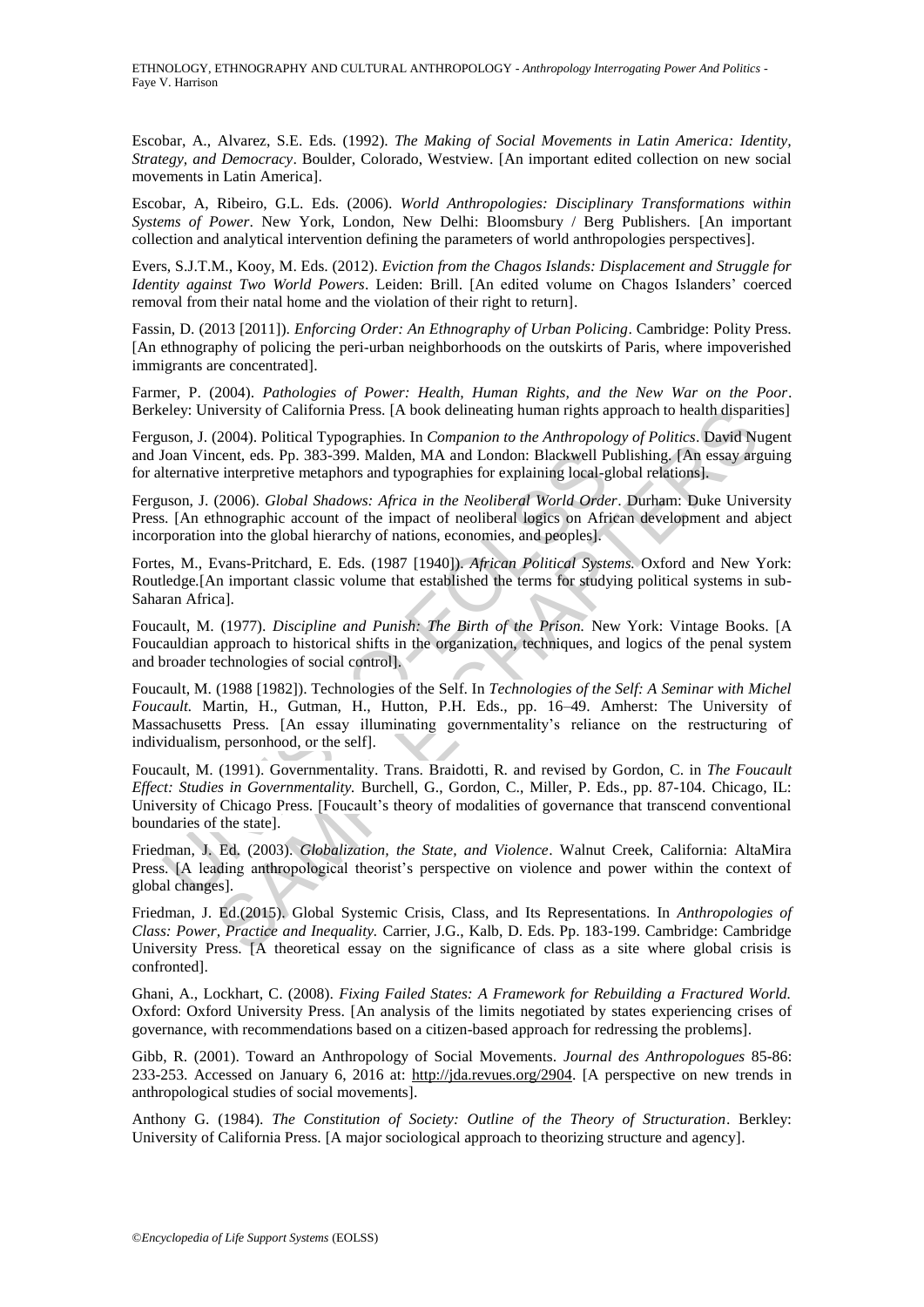Escobar, A., Alvarez, S.E. Eds. (1992). *The Making of Social Movements in Latin America: Identity, Strategy, and Democracy*. Boulder, Colorado, Westview. [An important edited collection on new social movements in Latin America].

Escobar, A, Ribeiro, G.L. Eds. (2006). *World Anthropologies: Disciplinary Transformations within Systems of Power*. New York, London, New Delhi: Bloomsbury / Berg Publishers. [An important collection and analytical intervention defining the parameters of world anthropologies perspectives].

Evers, S.J.T.M., Kooy, M. Eds. (2012). *Eviction from the Chagos Islands: Displacement and Struggle for Identity against Two World Powers*. Leiden: Brill. [An edited volume on Chagos Islanders' coerced removal from their natal home and the violation of their right to return].

Fassin, D. (2013 [2011]). *Enforcing Order: An Ethnography of Urban Policing*. Cambridge: Polity Press. [An ethnography of policing the peri-urban neighborhoods on the outskirts of Paris, where impoverished immigrants are concentrated].

Farmer, P. (2004). *Pathologies of Power: Health, Human Rights, and the New War on the Poor*. Berkeley: University of California Press. [A book delineating human rights approach to health disparities]

Ferguson, J. (2004). Political Typographies. In *Companion to the Anthropology of Politics*. David Nugent and Joan Vincent, eds. Pp. 383-399. Malden, MA and London: Blackwell Publishing. [An essay arguing for alternative interpretive metaphors and typographies for explaining local-global relations].

Ferguson, J. (2006). *Global Shadows: Africa in the Neoliberal World Order*. Durham: Duke University Press. [An ethnographic account of the impact of neoliberal logics on African development and abject incorporation into the global hierarchy of nations, economies, and peoples].

Fortes, M., Evans-Pritchard, E. Eds. (1987 [1940]). *African Political Systems.* Oxford and New York: Routledge.[An important classic volume that established the terms for studying political systems in sub-Saharan Africa].

Foucault, M. (1977). *Discipline and Punish: The Birth of the Prison.* New York: Vintage Books. [A Foucauldian approach to historical shifts in the organization, techniques, and logics of the penal system and broader technologies of social control].

Foucault, M. (1988 [1982]). Technologies of the Self. In *Technologies of the Self: A Seminar with Michel Foucault.* Martin, H., Gutman, H., Hutton, P.H. Eds., pp. 16–49. Amherst: The University of Massachusetts Press. [An essay illuminating governmentality's reliance on the restructuring of individualism, personhood, or the self].

Foucault, M. (1991). Governmentality. Trans. Braidotti, R. and revised by Gordon, C. in *The Foucault Effect: Studies in Governmentality.* Burchell, G., Gordon, C., Miller, P. Eds., pp. 87-104. Chicago, IL: University of Chicago Press. [Foucault's theory of modalities of governance that transcend conventional boundaries of the state].

Friedman, J. Ed. (2003). *Globalization, the State, and Violence*. Walnut Creek, California: AltaMira Press. [A leading anthropological theorist's perspective on violence and power within the context of global changes].

Friedman, J. Ed.(2015). Global Systemic Crisis, Class, and Its Representations. In *Anthropologies of Class: Power, Practice and Inequality.* Carrier, J.G., Kalb, D. Eds. Pp. 183-199. Cambridge: Cambridge University Press. [A theoretical essay on the significance of class as a site where global crisis is confronted].

Ghani, A., Lockhart, C. (2008). *Fixing Failed States: A Framework for Rebuilding a Fractured World.* Oxford: Oxford University Press. [An analysis of the limits negotiated by states experiencing crises of governance, with recommendations based on a citizen-based approach for redressing the problems].

Gibb, R. (2001). Toward an Anthropology of Social Movements. *Journal des Anthropologues* 85-86: 233-253. Accessed on January 6, 2016 at: http://jda.revues.org/2904. [A perspective on new trends in anthropological studies of social movements].

Anthony G. (1984). *The Constitution of Society: Outline of the Theory of Structuration*. Berkley: University of California Press. [A major sociological approach to theorizing structure and agency].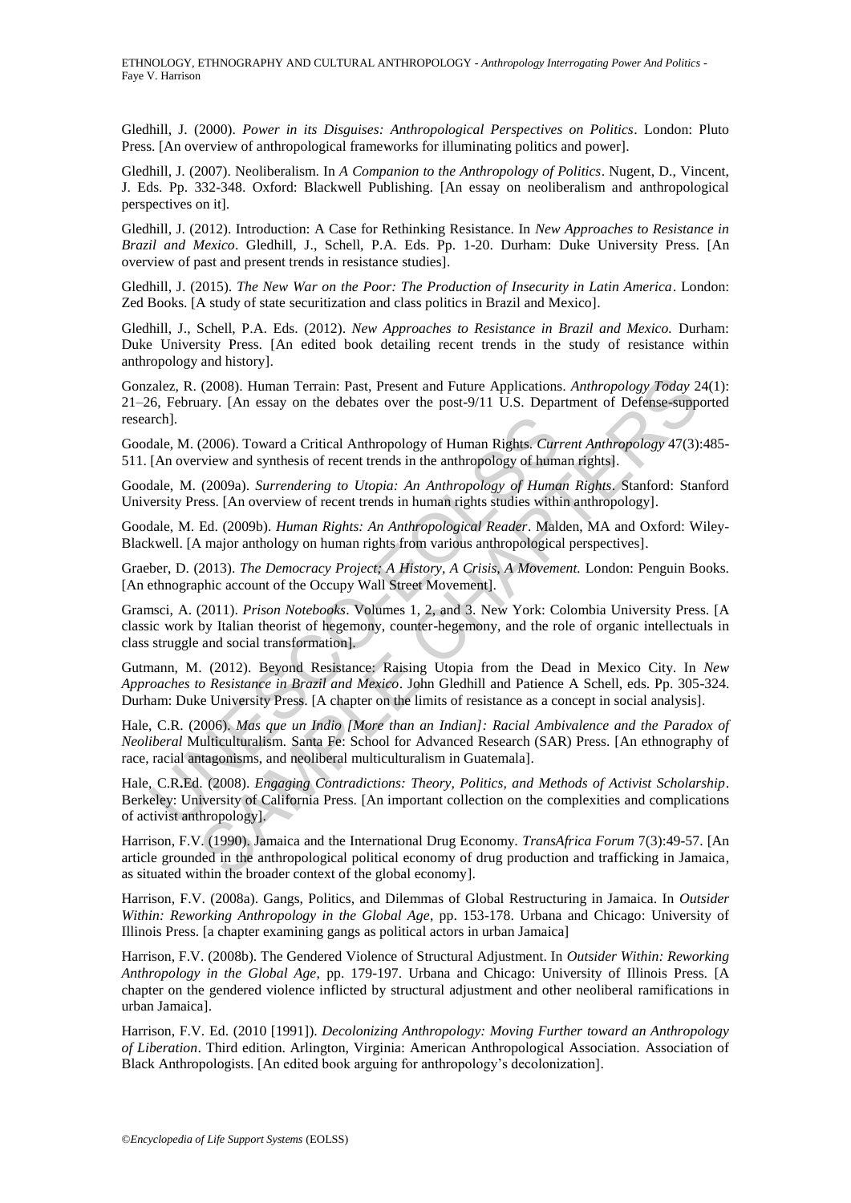Gledhill, J. (2000). *Power in its Disguises: Anthropological Perspectives on Politics*. London: Pluto Press. [An overview of anthropological frameworks for illuminating politics and power].

Gledhill, J. (2007). Neoliberalism. In *A Companion to the Anthropology of Politics*. Nugent, D., Vincent, J. Eds. Pp. 332-348. Oxford: Blackwell Publishing. [An essay on neoliberalism and anthropological perspectives on it].

Gledhill, J. (2012). Introduction: A Case for Rethinking Resistance. In *New Approaches to Resistance in Brazil and Mexico*. Gledhill, J., Schell, P.A. Eds. Pp. 1-20. Durham: Duke University Press. [An overview of past and present trends in resistance studies].

Gledhill, J. (2015). *The New War on the Poor: The Production of Insecurity in Latin America*. London: Zed Books. [A study of state securitization and class politics in Brazil and Mexico].

Gledhill, J., Schell, P.A. Eds. (2012). *New Approaches to Resistance in Brazil and Mexico.* Durham: Duke University Press. [An edited book detailing recent trends in the study of resistance within anthropology and history].

Gonzalez, R. (2008). Human Terrain: Past, Present and Future Applications. *Anthropology Today* 24(1): 21–26, February. [An essay on the debates over the post-9/11 U.S. Department of Defense-supported research].

Goodale, M. (2006). Toward a Critical Anthropology of Human Rights. *Current Anthropology* 47(3):485-511. [An overview and synthesis of recent trends in the anthropology of human rights].

Goodale, M. (2009a). *Surrendering to Utopia: An Anthropology of Human Rights*. Stanford: Stanford University Press. [An overview of recent trends in human rights studies within anthropology].

Goodale, M. Ed. (2009b). *Human Rights: An Anthropological Reader*. Malden, MA and Oxford: Wiley-Blackwell. [A major anthology on human rights from various anthropological perspectives].

Graeber, D. (2013). *The Democracy Project; A History, A Crisis, A Movement.* London: Penguin Books. [An ethnographic account of the Occupy Wall Street Movement].

Gramsci, A. (2011). *Prison Notebooks*. Volumes 1, 2, and 3. New York: Colombia University Press. [A classic work by Italian theorist of hegemony, counter-hegemony, and the role of organic intellectuals in class struggle and social transformation].

Gutmann, M. (2012). Beyond Resistance: Raising Utopia from the Dead in Mexico City. In *New Approaches to Resistance in Brazil and Mexico*. John Gledhill and Patience A Schell, eds. Pp. 305-324. Durham: Duke University Press. [A chapter on the limits of resistance as a concept in social analysis].

Hale, C.R. (2006). *Mas que un Indio [More than an Indian]: Racial Ambivalence and the Paradox of Neoliberal* Multiculturalism. Santa Fe: School for Advanced Research (SAR) Press. [An ethnography of race, racial antagonisms, and neoliberal multiculturalism in Guatemala].

Hale, C.R.Ed. (2008). *Engaging Contradictions: Theory, Politics, and Methods of Activist Scholarship*. Berkeley: University of California Press. [An important collection on the complexities and complications of activist anthropology].

Harrison, F.V. (1990). Jamaica and the International Drug Economy. *TransAfrica Forum* 7(3):49-57. [An article grounded in the anthropological political economy of drug production and trafficking in Jamaica, as situated within the broader context of the global economy].

Harrison, F.V. (2008a). Gangs, Politics, and Dilemmas of Global Restructuring in Jamaica. In *Outsider Within: Reworking Anthropology in the Global Age*, pp. 153-178. Urbana and Chicago: University of Illinois Press. [a chapter examining gangs as political actors in urban Jamaica]

Harrison, F.V. (2008b). The Gendered Violence of Structural Adjustment. In *Outsider Within: Reworking Anthropology in the Global Age*, pp. 179-197. Urbana and Chicago: University of Illinois Press. [A chapter on the gendered violence inflicted by structural adjustment and other neoliberal ramifications in urban Jamaica].

Harrison, F.V. Ed. (2010 [1991]). *Decolonizing Anthropology: Moving Further toward an Anthropology of Liberation*. Third edition. Arlington, Virginia: American Anthropological Association. Association of Black Anthropologists. [An edited book arguing for anthropology's decolonization].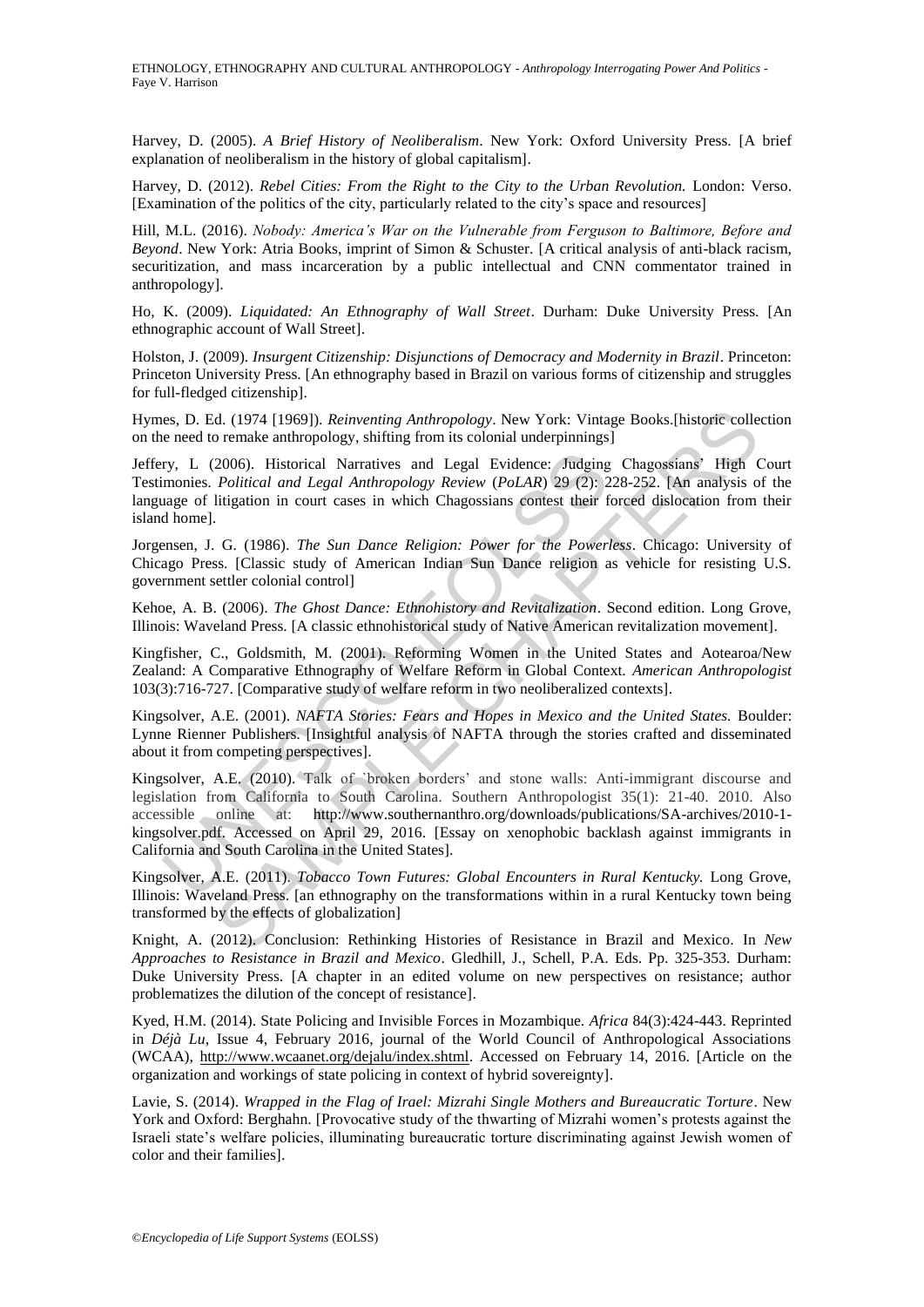Harvey, D. (2005). *A Brief History of Neoliberalism*. New York: Oxford University Press. [A brief explanation of neoliberalism in the history of global capitalism].

Harvey, D. (2012). *Rebel Cities: From the Right to the City to the Urban Revolution.* London: Verso. [Examination of the politics of the city, particularly related to the city's space and resources]

Hill, M.L. (2016). *Nobody: America's War on the Vulnerable from Ferguson to Baltimore, Before and Beyond*. New York: Atria Books, imprint of Simon & Schuster. [A critical analysis of anti-black racism, securitization, and mass incarceration by a public intellectual and CNN commentator trained in anthropology].

Ho, K. (2009). *Liquidated: An Ethnography of Wall Street*. Durham: Duke University Press. [An ethnographic account of Wall Street].

Holston, J. (2009). *Insurgent Citizenship: Disjunctions of Democracy and Modernity in Brazil*. Princeton: Princeton University Press. [An ethnography based in Brazil on various forms of citizenship and struggles for full-fledged citizenship].

Hymes, D. Ed. (1974 [1969]). *Reinventing Anthropology*. New York: Vintage Books.[historic collection on the need to remake anthropology, shifting from its colonial underpinnings]

Jeffery, L (2006). Historical Narratives and Legal Evidence: Judging Chagossians' High Court Testimonies. *Political and Legal Anthropology Review* (*PoLAR*) 29 (2): 228-252. [An analysis of the language of litigation in court cases in which Chagossians contest their forced dislocation from their island home].

Jorgensen, J. G. (1986). *The Sun Dance Religion: Power for the Powerless*. Chicago: University of Chicago Press. [Classic study of American Indian Sun Dance religion as vehicle for resisting U.S. government settler colonial control]

Kehoe, A. B. (2006). *The Ghost Dance: Ethnohistory and Revitalization*. Second edition. Long Grove, Illinois: Waveland Press. [A classic ethnohistorical study of Native American revitalization movement].

Kingfisher, C., Goldsmith, M. (2001). Reforming Women in the United States and Aotearoa/New Zealand: A Comparative Ethnography of Welfare Reform in Global Context. *American Anthropologist* 103(3):716-727. [Comparative study of welfare reform in two neoliberalized contexts].

Kingsolver, A.E. (2001). *NAFTA Stories: Fears and Hopes in Mexico and the United States.* Boulder: Lynne Rienner Publishers. [Insightful analysis of NAFTA through the stories crafted and disseminated about it from competing perspectives].

Kingsolver, A.E. (2010). Talk of `broken borders' and stone walls: Anti-immigrant discourse and legislation from California to South Carolina. Southern Anthropologist 35(1): 21-40. 2010. Also accessible online at: http://www.southernanthro.org/downloads/publications/SA-archives/2010-1-kingsolver.pdf. Accessed on April 29, 2016. [Essay on xenophobic backlash against immigrants in California and South Carolina in the United States].

Kingsolver, A.E. (2011). *Tobacco Town Futures: Global Encounters in Rural Kentucky.* Long Grove, Illinois: Waveland Press. [an ethnography on the transformations within in a rural Kentucky town being transformed by the effects of globalization]

Knight, A. (2012). Conclusion: Rethinking Histories of Resistance in Brazil and Mexico. In *New Approaches to Resistance in Brazil and Mexico*. Gledhill, J., Schell, P.A. Eds. Pp. 325-353. Durham: Duke University Press. [A chapter in an edited volume on new perspectives on resistance; author problematizes the dilution of the concept of resistance].

Kyed, H.M. (2014). State Policing and Invisible Forces in Mozambique. *Africa* 84(3):424-443. Reprinted in *Déjà Lu*, Issue 4, February 2016, journal of the World Council of Anthropological Associations (WCAA), http://www.wcaanet.org/dejalu/index.shtml. Accessed on February 14, 2016. [Article on the organization and workings of state policing in context of hybrid sovereignty].

Lavie, S. (2014). *Wrapped in the Flag of Irael: Mizrahi Single Mothers and Bureaucratic Torture*. New York and Oxford: Berghahn. [Provocative study of the thwarting of Mizrahi women's protests against the Israeli state's welfare policies, illuminating bureaucratic torture discriminating against Jewish women of color and their families].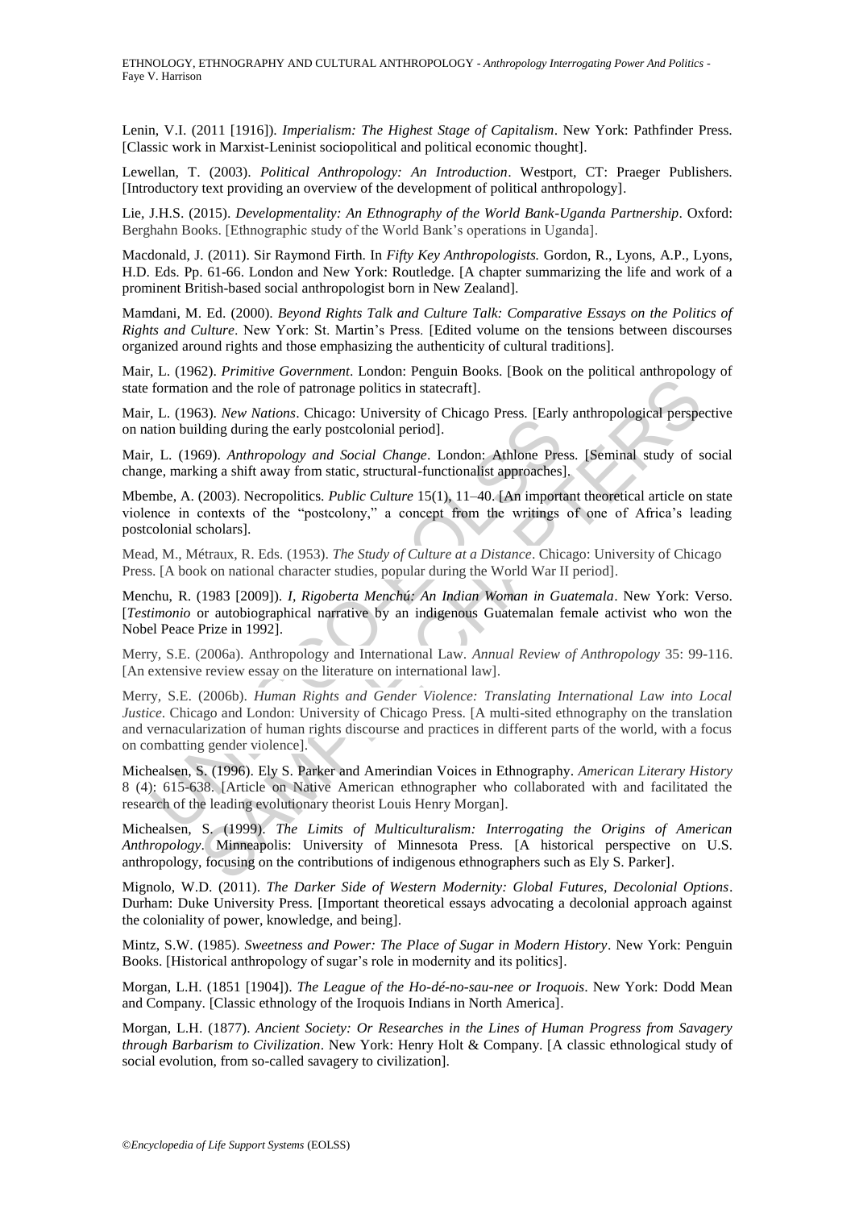Lenin, V.I. (2011 [1916]). *Imperialism: The Highest Stage of Capitalism*. New York: Pathfinder Press. [Classic work in Marxist-Leninist sociopolitical and political economic thought].

Lewellan, T. (2003). *Political Anthropology: An Introduction*. Westport, CT: Praeger Publishers. [Introductory text providing an overview of the development of political anthropology].

Lie, J.H.S. (2015). *Developmentality: An Ethnography of the World Bank-Uganda Partnership*. Oxford: Berghahn Books. [Ethnographic study of the World Bank's operations in Uganda].

Macdonald, J. (2011). Sir Raymond Firth. In *Fifty Key Anthropologists.* Gordon, R., Lyons, A.P., Lyons, H.D. Eds. Pp. 61-66. London and New York: Routledge. [A chapter summarizing the life and work of a prominent British-based social anthropologist born in New Zealand].

Mamdani, M. Ed. (2000). *Beyond Rights Talk and Culture Talk: Comparative Essays on the Politics of Rights and Culture*. New York: St. Martin's Press. [Edited volume on the tensions between discourses organized around rights and those emphasizing the authenticity of cultural traditions].

Mair, L. (1962). *Primitive Government*. London: Penguin Books. [Book on the political anthropology of state formation and the role of patronage politics in statecraft].

Mair, L. (1963). *New Nations*. Chicago: University of Chicago Press. [Early anthropological perspective on nation building during the early postcolonial period].

Mair, L. (1969). *Anthropology and Social Change*. London: Athlone Press. [Seminal study of social change, marking a shift away from static, structural-functionalist approaches].

Mbembe, A. (2003). Necropolitics. *Public Culture* 15(1), 11–40. [An important theoretical article on state violence in contexts of the "postcolony," a concept from the writings of one of Africa's leading postcolonial scholars].

Mead, M., Métraux, R. Eds. (1953). *The Study of Culture at a Distance*. Chicago: University of Chicago Press. [A book on national character studies, popular during the World War II period].

Menchu, R. (1983 [2009]). *I, Rigoberta Menchú: An Indian Woman in Guatemala*. New York: Verso. [*Testimonio* or autobiographical narrative by an indigenous Guatemalan female activist who won the Nobel Peace Prize in 1992].

Merry, S.E. (2006a). Anthropology and International Law. *Annual Review of Anthropology* 35: 99-116. [An extensive review essay on the literature on international law].

Merry, S.E. (2006b). *Human Rights and Gender Violence: Translating International Law into Local Justice*. Chicago and London: University of Chicago Press. [A multi-sited ethnography on the translation and vernacularization of human rights discourse and practices in different parts of the world, with a focus on combatting gender violence].

Michealsen, S. (1996). Ely S. Parker and Amerindian Voices in Ethnography. *American Literary History* 8 (4): 615-638. [Article on Native American ethnographer who collaborated with and facilitated the research of the leading evolutionary theorist Louis Henry Morgan].

Michealsen, S. (1999). *The Limits of Multiculturalism: Interrogating the Origins of American Anthropology*. Minneapolis: University of Minnesota Press. [A historical perspective on U.S. anthropology, focusing on the contributions of indigenous ethnographers such as Ely S. Parker].

Mignolo, W.D. (2011). *The Darker Side of Western Modernity: Global Futures, Decolonial Options*. Durham: Duke University Press. [Important theoretical essays advocating a decolonial approach against the coloniality of power, knowledge, and being].

Mintz, S.W. (1985). *Sweetness and Power: The Place of Sugar in Modern History*. New York: Penguin Books. [Historical anthropology of sugar's role in modernity and its politics].

Morgan, L.H. (1851 [1904]). *The League of the Ho-dé-no-sau-nee or Iroquois*. New York: Dodd Mean and Company. [Classic ethnology of the Iroquois Indians in North America].

Morgan, L.H. (1877). *Ancient Society: Or Researches in the Lines of Human Progress from Savagery through Barbarism to Civilization*. New York: Henry Holt & Company. [A classic ethnological study of social evolution, from so-called savagery to civilization].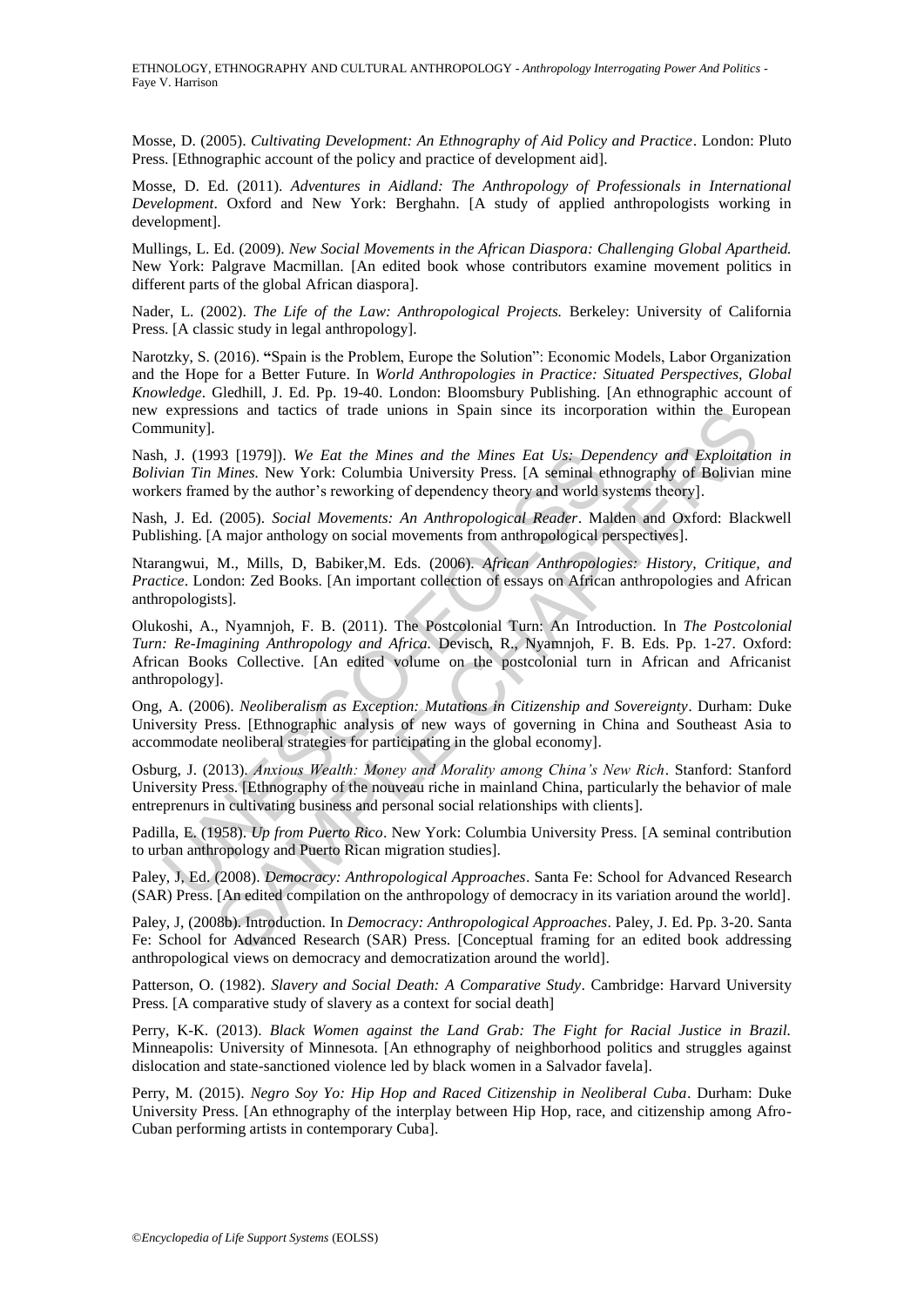Mosse, D. (2005). *Cultivating Development: An Ethnography of Aid Policy and Practice*. London: Pluto Press. [Ethnographic account of the policy and practice of development aid].

Mosse, D. Ed. (2011). *Adventures in Aidland: The Anthropology of Professionals in International Development*. Oxford and New York: Berghahn. [A study of applied anthropologists working in development].

Mullings, L. Ed. (2009). *New Social Movements in the African Diaspora: Challenging Global Apartheid.* New York: Palgrave Macmillan. [An edited book whose contributors examine movement politics in different parts of the global African diaspora].

Nader, L. (2002). *The Life of the Law: Anthropological Projects.* Berkeley: University of California Press. [A classic study in legal anthropology].

Narotzky, S. (2016). "Spain is the Problem, Europe the Solution": Economic Models, Labor Organization and the Hope for a Better Future. In *World Anthropologies in Practice: Situated Perspectives, Global Knowledge*. Gledhill, J. Ed. Pp. 19-40. London: Bloomsbury Publishing. [An ethnographic account of new expressions and tactics of trade unions in Spain since its incorporation within the European Community].

Nash, J. (1993 [1979]). *We Eat the Mines and the Mines Eat Us: Dependency and Exploitation in Bolivian Tin Mines.* New York: Columbia University Press. [A seminal ethnography of Bolivian mine workers framed by the author's reworking of dependency theory and world systems theory].

Nash, J. Ed. (2005). *Social Movements: An Anthropological Reader*. Malden and Oxford: Blackwell Publishing. [A major anthology on social movements from anthropological perspectives].

Ntarangwui, M., Mills, D, Babiker,M. Eds. (2006). *African Anthropologies: History, Critique, and Practice*. London: Zed Books. [An important collection of essays on African anthropologies and African anthropologists].

Olukoshi, A., Nyamnjoh, F. B. (2011). The Postcolonial Turn: An Introduction. In *The Postcolonial Turn: Re-Imagining Anthropology and Africa*. Devisch, R., Nyamnjoh, F. B. Eds. Pp. 1-27. Oxford: African Books Collective. [An edited volume on the postcolonial turn in African and Africanist anthropology].

Ong, A. (2006). *Neoliberalism as Exception: Mutations in Citizenship and Sovereignty*. Durham: Duke University Press. [Ethnographic analysis of new ways of governing in China and Southeast Asia to accommodate neoliberal strategies for participating in the global economy].

Osburg, J. (2013). *Anxious Wealth: Money and Morality among China's New Rich*. Stanford: Stanford University Press. [Ethnography of the nouveau riche in mainland China, particularly the behavior of male entreprenurs in cultivating business and personal social relationships with clients].

Padilla, E. (1958). *Up from Puerto Rico*. New York: Columbia University Press. [A seminal contribution to urban anthropology and Puerto Rican migration studies].

Paley, J, Ed. (2008). *Democracy: Anthropological Approaches*. Santa Fe: School for Advanced Research (SAR) Press. [An edited compilation on the anthropology of democracy in its variation around the world].

Paley, J, (2008b). Introduction. In *Democracy: Anthropological Approaches*. Paley, J. Ed. Pp. 3-20. Santa Fe: School for Advanced Research (SAR) Press. [Conceptual framing for an edited book addressing anthropological views on democracy and democratization around the world].

Patterson, O. (1982). *Slavery and Social Death: A Comparative Study*. Cambridge: Harvard University Press. [A comparative study of slavery as a context for social death]

Perry, K-K. (2013). *Black Women against the Land Grab: The Fight for Racial Justice in Brazil.* Minneapolis: University of Minnesota. [An ethnography of neighborhood politics and struggles against dislocation and state-sanctioned violence led by black women in a Salvador favela].

Perry, M. (2015). *Negro Soy Yo: Hip Hop and Raced Citizenship in Neoliberal Cuba*. Durham: Duke University Press. [An ethnography of the interplay between Hip Hop, race, and citizenship among Afro-Cuban performing artists in contemporary Cuba].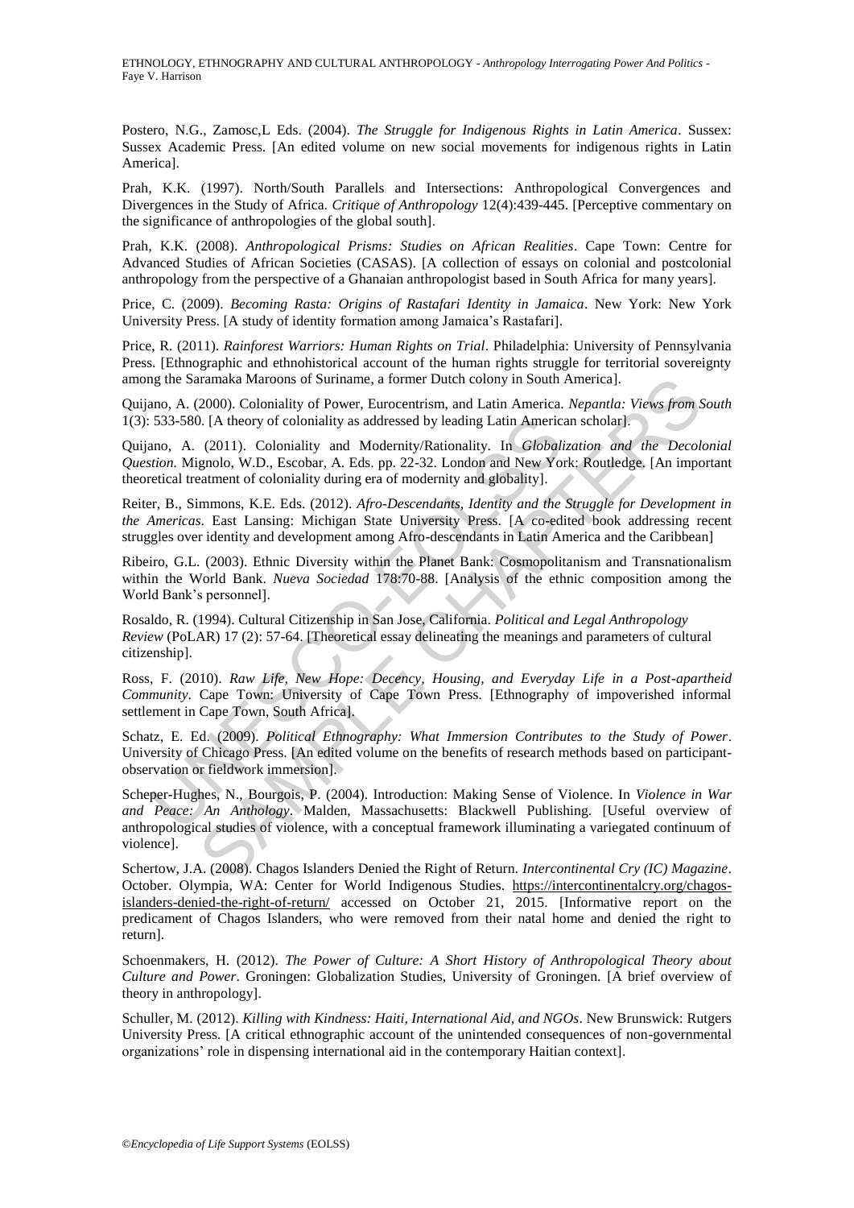Postero, N.G., Zamosc,L Eds. (2004). *The Struggle for Indigenous Rights in Latin America*. Sussex: Sussex Academic Press. [An edited volume on new social movements for indigenous rights in Latin America].

Prah, K.K. (1997). North/South Parallels and Intersections: Anthropological Convergences and Divergences in the Study of Africa. *Critique of Anthropology* 12(4):439-445. [Perceptive commentary on the significance of anthropologies of the global south].

Prah, K.K. (2008). *Anthropological Prisms: Studies on African Realities*. Cape Town: Centre for Advanced Studies of African Societies (CASAS). [A collection of essays on colonial and postcolonial anthropology from the perspective of a Ghanaian anthropologist based in South Africa for many years].

Price, C. (2009). *Becoming Rasta: Origins of Rastafari Identity in Jamaica*. New York: New York University Press. [A study of identity formation among Jamaica's Rastafari].

Price, R. (2011). *Rainforest Warriors: Human Rights on Trial*. Philadelphia: University of Pennsylvania Press. [Ethnographic and ethnohistorical account of the human rights struggle for territorial sovereignty among the Saramaka Maroons of Suriname, a former Dutch colony in South America].

Quijano, A. (2000). Coloniality of Power, Eurocentrism, and Latin America. *Nepantla: Views from South* 1(3): 533-580. [A theory of coloniality as addressed by leading Latin American scholar].

Quijano, A. (2011). Coloniality and Modernity/Rationality. In *Globalization and the Decolonial Question.* Mignolo, W.D., Escobar, A. Eds. pp. 22-32. London and New York: Routledge. [An important theoretical treatment of coloniality during era of modernity and globality].

Reiter, B., Simmons, K.E. Eds. (2012). *Afro-Descendants, Identity and the Struggle for Development in the Americas*. East Lansing: Michigan State University Press. [A co-edited book addressing recent struggles over identity and development among Afro-descendants in Latin America and the Caribbean]

Ribeiro, G.L. (2003). Ethnic Diversity within the Planet Bank: Cosmopolitanism and Transnationalism within the World Bank. *Nueva Sociedad* 178:70-88. [Analysis of the ethnic composition among the World Bank's personnel].

Rosaldo, R. (1994). Cultural Citizenship in San Jose, California. *Political and Legal Anthropology Review* (PoLAR) 17 (2): 57-64. [Theoretical essay delineating the meanings and parameters of cultural citizenship].

Ross, F. (2010). *Raw Life, New Hope: Decency, Housing, and Everyday Life in a Post-apartheid Community*. Cape Town: University of Cape Town Press. [Ethnography of impoverished informal settlement in Cape Town, South Africa].

Schatz, E. Ed. (2009). *Political Ethnography: What Immersion Contributes to the Study of Power*. University of Chicago Press. [An edited volume on the benefits of research methods based on participant-observation or fieldwork immersion].

Scheper-Hughes, N., Bourgois, P. (2004). Introduction: Making Sense of Violence. In *Violence in War and Peace: An Anthology*. Malden, Massachusetts: Blackwell Publishing. [Useful overview of anthropological studies of violence, with a conceptual framework illuminating a variegated continuum of violence].

Schertow, J.A. (2008). Chagos Islanders Denied the Right of Return. *Intercontinental Cry (IC) Magazine*. October. Olympia, WA: Center for World Indigenous Studies. https://intercontinentalcry.org/chagos-islanders-denied-the-right-of-return/ accessed on October 21, 2015. [Informative report on the predicament of Chagos Islanders, who were removed from their natal home and denied the right to return].

Schoenmakers, H. (2012). *The Power of Culture: A Short History of Anthropological Theory about Culture and Power*. Groningen: Globalization Studies, University of Groningen. [A brief overview of theory in anthropology].

Schuller, M. (2012). *Killing with Kindness: Haiti, International Aid, and NGOs*. New Brunswick: Rutgers University Press. [A critical ethnographic account of the unintended consequences of non-governmental organizations' role in dispensing international aid in the contemporary Haitian context].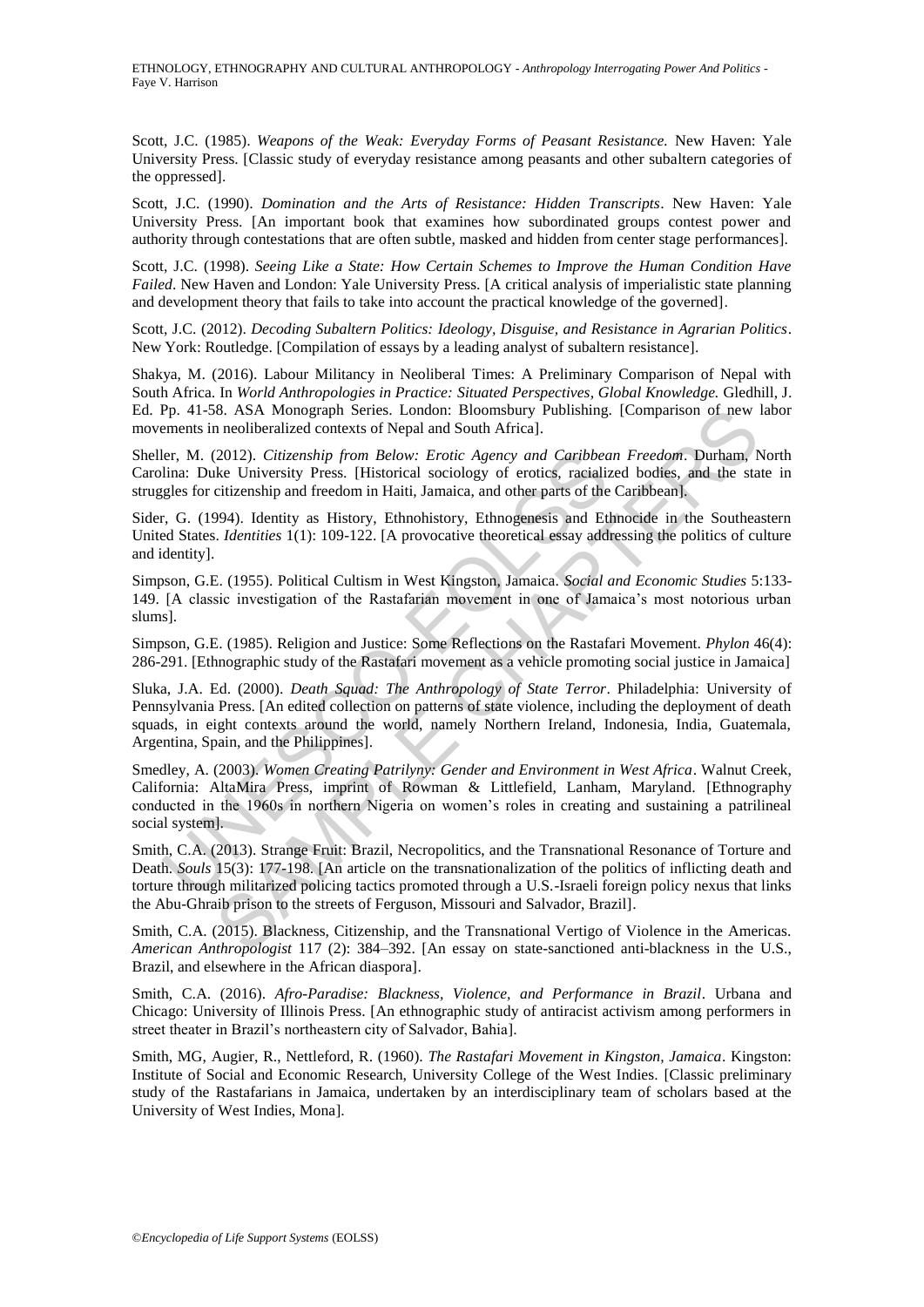Scott, J.C. (1985). *Weapons of the Weak: Everyday Forms of Peasant Resistance.* New Haven: Yale University Press. [Classic study of everyday resistance among peasants and other subaltern categories of the oppressed].

Scott, J.C. (1990). *Domination and the Arts of Resistance: Hidden Transcripts*. New Haven: Yale University Press. [An important book that examines how subordinated groups contest power and authority through contestations that are often subtle, masked and hidden from center stage performances].

Scott, J.C. (1998). *Seeing Like a State: How Certain Schemes to Improve the Human Condition Have Failed*. New Haven and London: Yale University Press. [A critical analysis of imperialistic state planning and development theory that fails to take into account the practical knowledge of the governed].

Scott, J.C. (2012). *Decoding Subaltern Politics: Ideology, Disguise, and Resistance in Agrarian Politics*. New York: Routledge. [Compilation of essays by a leading analyst of subaltern resistance].

Shakya, M. (2016). Labour Militancy in Neoliberal Times: A Preliminary Comparison of Nepal with South Africa. In *World Anthropologies in Practice: Situated Perspectives, Global Knowledge.* Gledhill, J. Ed. Pp. 41-58. ASA Monograph Series. London: Bloomsbury Publishing. [Comparison of new labor movements in neoliberalized contexts of Nepal and South Africa].

Sheller, M. (2012). *Citizenship from Below: Erotic Agency and Caribbean Freedom*. Durham, North Carolina: Duke University Press. [Historical sociology of erotics, racialized bodies, and the state in struggles for citizenship and freedom in Haiti, Jamaica, and other parts of the Caribbean].

Sider, G. (1994). Identity as History, Ethnohistory, Ethnogenesis and Ethnocide in the Southeastern United States. *Identities* 1(1): 109-122. [A provocative theoretical essay addressing the politics of culture and identity].

Simpson, G.E. (1955). Political Cultism in West Kingston, Jamaica. *Social and Economic Studies* 5:133-149. [A classic investigation of the Rastafarian movement in one of Jamaica's most notorious urban slums].

Simpson, G.E. (1985). Religion and Justice: Some Reflections on the Rastafari Movement. *Phylon* 46(4): 286-291. [Ethnographic study of the Rastafari movement as a vehicle promoting social justice in Jamaica]

Sluka, J.A. Ed. (2000). *Death Squad: The Anthropology of State Terror*. Philadelphia: University of Pennsylvania Press. [An edited collection on patterns of state violence, including the deployment of death squads, in eight contexts around the world, namely Northern Ireland, Indonesia, India, Guatemala, Argentina, Spain, and the Philippines].

Smedley, A. (2003). *Women Creating Patrilyny: Gender and Environment in West Africa*. Walnut Creek, California: AltaMira Press, imprint of Rowman & Littlefield, Lanham, Maryland. [Ethnography conducted in the 1960s in northern Nigeria on women's roles in creating and sustaining a patrilineal social system].

Smith, C.A. (2013). Strange Fruit: Brazil, Necropolitics, and the Transnational Resonance of Torture and Death. *Souls* 15(3): 177-198. [An article on the transnationalization of the politics of inflicting death and torture through militarized policing tactics promoted through a U.S.-Israeli foreign policy nexus that links the Abu-Ghraib prison to the streets of Ferguson, Missouri and Salvador, Brazil].

Smith, C.A. (2015). Blackness, Citizenship, and the Transnational Vertigo of Violence in the Americas. *American Anthropologist* 117 (2): 384–392. [An essay on state-sanctioned anti-blackness in the U.S., Brazil, and elsewhere in the African diaspora].

Smith, C.A. (2016). *Afro-Paradise: Blackness, Violence, and Performance in Brazil*. Urbana and Chicago: University of Illinois Press. [An ethnographic study of antiracist activism among performers in street theater in Brazil's northeastern city of Salvador, Bahia].

Smith, MG, Augier, R., Nettleford, R. (1960). *The Rastafari Movement in Kingston, Jamaica*. Kingston: Institute of Social and Economic Research, University College of the West Indies. [Classic preliminary study of the Rastafarians in Jamaica, undertaken by an interdisciplinary team of scholars based at the University of West Indies, Mona].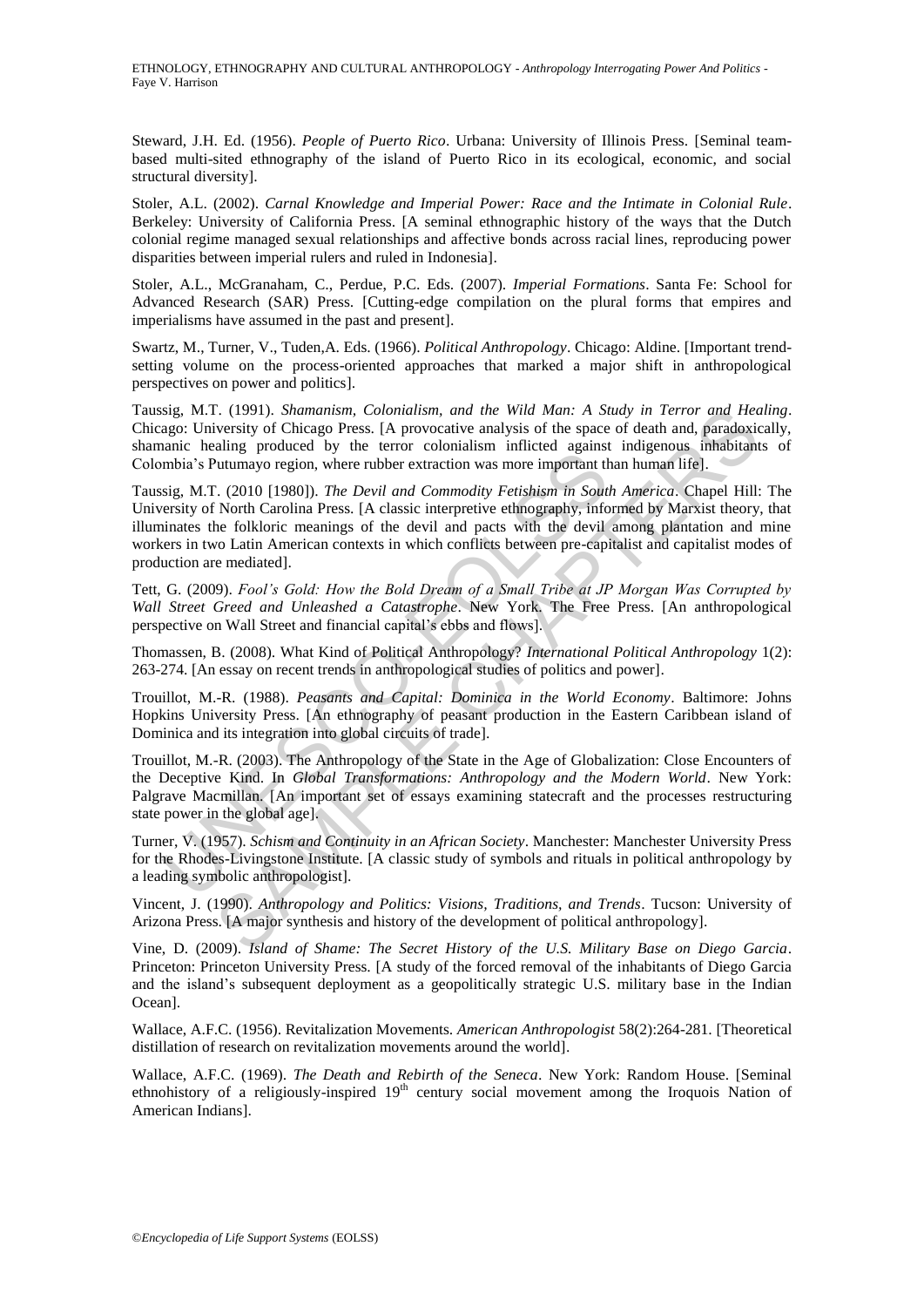Steward, J.H. Ed. (1956). *People of Puerto Rico*. Urbana: University of Illinois Press. [Seminal team-based multi-sited ethnography of the island of Puerto Rico in its ecological, economic, and social structural diversity].

Stoler, A.L. (2002). *Carnal Knowledge and Imperial Power: Race and the Intimate in Colonial Rule*. Berkeley: University of California Press. [A seminal ethnographic history of the ways that the Dutch colonial regime managed sexual relationships and affective bonds across racial lines, reproducing power disparities between imperial rulers and ruled in Indonesia].

Stoler, A.L., McGranaham, C., Perdue, P.C. Eds. (2007). *Imperial Formations*. Santa Fe: School for Advanced Research (SAR) Press. [Cutting-edge compilation on the plural forms that empires and imperialisms have assumed in the past and present].

Swartz, M., Turner, V., Tuden,A. Eds. (1966). *Political Anthropology*. Chicago: Aldine. [Important trend-setting volume on the process-oriented approaches that marked a major shift in anthropological perspectives on power and politics].

Taussig, M.T. (1991). *Shamanism, Colonialism, and the Wild Man: A Study in Terror and Healing*. Chicago: University of Chicago Press. [A provocative analysis of the space of death and, paradoxically, shamanic healing produced by the terror colonialism inflicted against indigenous inhabitants of Colombia's Putumayo region, where rubber extraction was more important than human life].

Taussig, M.T. (2010 [1980]). *The Devil and Commodity Fetishism in South America*. Chapel Hill: The University of North Carolina Press. [A classic interpretive ethnography, informed by Marxist theory, that illuminates the folkloric meanings of the devil and pacts with the devil among plantation and mine workers in two Latin American contexts in which conflicts between pre-capitalist and capitalist modes of production are mediated].

Tett, G. (2009). *Fool's Gold: How the Bold Dream of a Small Tribe at JP Morgan Was Corrupted by Wall Street Greed and Unleashed a Catastrophe*. New York. The Free Press. [An anthropological perspective on Wall Street and financial capital's ebbs and flows].

Thomassen, B. (2008). What Kind of Political Anthropology? *International Political Anthropology* 1(2): 263-274. [An essay on recent trends in anthropological studies of politics and power].

Trouillot, M.-R. (1988). *Peasants and Capital: Dominica in the World Economy*. Baltimore: Johns Hopkins University Press. [An ethnography of peasant production in the Eastern Caribbean island of Dominica and its integration into global circuits of trade].

Trouillot, M.-R. (2003). The Anthropology of the State in the Age of Globalization: Close Encounters of the Deceptive Kind. In *Global Transformations: Anthropology and the Modern World*. New York: Palgrave Macmillan. [An important set of essays examining statecraft and the processes restructuring state power in the global age].

Turner, V. (1957). *Schism and Continuity in an African Society*. Manchester: Manchester University Press for the Rhodes-Livingstone Institute. [A classic study of symbols and rituals in political anthropology by a leading symbolic anthropologist].

Vincent, J. (1990). *Anthropology and Politics: Visions, Traditions, and Trends*. Tucson: University of Arizona Press. [A major synthesis and history of the development of political anthropology].

Vine, D. (2009). *Island of Shame: The Secret History of the U.S. Military Base on Diego Garcia*. Princeton: Princeton University Press. [A study of the forced removal of the inhabitants of Diego Garcia and the island's subsequent deployment as a geopolitically strategic U.S. military base in the Indian Ocean].

Wallace, A.F.C. (1956). Revitalization Movements. *American Anthropologist* 58(2):264-281. [Theoretical distillation of research on revitalization movements around the world].

Wallace, A.F.C. (1969). *The Death and Rebirth of the Seneca*. New York: Random House. [Seminal ethnohistory of a religiously-inspired 19th century social movement among the Iroquois Nation of American Indians].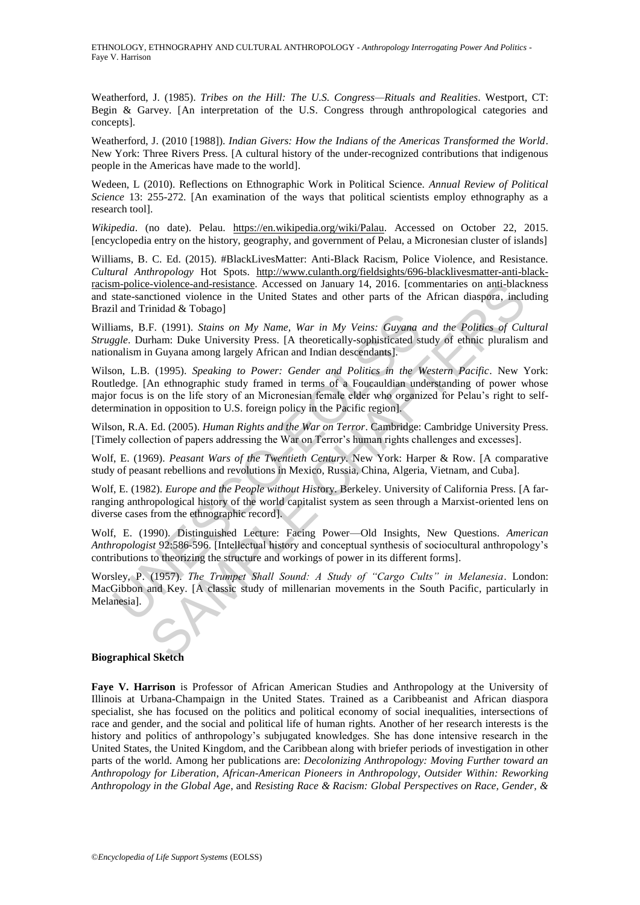Weatherford, J. (1985). *Tribes on the Hill: The U.S. Congress—Rituals and Realities*. Westport, CT: Begin & Garvey. [An interpretation of the U.S. Congress through anthropological categories and concepts].

Weatherford, J. (2010 [1988]). *Indian Givers: How the Indians of the Americas Transformed the World*. New York: Three Rivers Press. [A cultural history of the under-recognized contributions that indigenous people in the Americas have made to the world].

Wedeen, L (2010). Reflections on Ethnographic Work in Political Science. *Annual Review of Political Science* 13: 255-272. [An examination of the ways that political scientists employ ethnography as a research tool].

*Wikipedia*. (no date). Pelau. https://en.wikipedia.org/wiki/Palau. Accessed on October 22, 2015. [encyclopedia entry on the history, geography, and government of Pelau, a Micronesian cluster of islands]

Williams, B. C. Ed. (2015). #BlackLivesMatter: Anti-Black Racism, Police Violence, and Resistance. *Cultural Anthropology* Hot Spots. http://www.culanth.org/fieldsights/696-blacklivesmatter-anti-black-racism-police-violence-and-resistance. Accessed on January 14, 2016. [commentaries on anti-blackness and state-sanctioned violence in the United States and other parts of the African diaspora, including Brazil and Trinidad & Tobago]

Williams, B.F. (1991). *Stains on My Name, War in My Veins: Guyana and the Politics of Cultural Struggle*. Durham: Duke University Press. [A theoretically-sophisticated study of ethnic pluralism and nationalism in Guyana among largely African and Indian descendants].

Wilson, L.B. (1995). *Speaking to Power: Gender and Politics in the Western Pacific*. New York: Routledge. [An ethnographic study framed in terms of a Foucauldian understanding of power whose major focus is on the life story of an Micronesian female elder who organized for Pelau's right to self-determination in opposition to U.S. foreign policy in the Pacific region].

Wilson, R.A. Ed. (2005). *Human Rights and the War on Terror*. Cambridge: Cambridge University Press. [Timely collection of papers addressing the War on Terror's human rights challenges and excesses].

Wolf, E. (1969). *Peasant Wars of the Twentieth Century*. New York: Harper & Row. [A comparative study of peasant rebellions and revolutions in Mexico, Russia, China, Algeria, Vietnam, and Cuba].

Wolf, E. (1982). *Europe and the People without History*. Berkeley. University of California Press. [A far-ranging anthropological history of the world capitalist system as seen through a Marxist-oriented lens on diverse cases from the ethnographic record].

Wolf, E. (1990). Distinguished Lecture: Facing Power—Old Insights, New Questions. *American Anthropologist* 92:586-596. [Intellectual history and conceptual synthesis of sociocultural anthropology's contributions to theorizing the structure and workings of power in its different forms].

Worsley, P. (1957). *The Trumpet Shall Sound: A Study of "Cargo Cults" in Melanesia*. London: MacGibbon and Key. [A classic study of millenarian movements in the South Pacific, particularly in Melanesia].

**Biographical Sketch**

**Faye V. Harrison** is Professor of African American Studies and Anthropology at the University of Illinois at Urbana-Champaign in the United States. Trained as a Caribbeanist and African diaspora specialist, she has focused on the politics and political economy of social inequalities, intersections of race and gender, and the social and political life of human rights. Another of her research interests is the history and politics of anthropology's subjugated knowledges. She has done intensive research in the United States, the United Kingdom, and the Caribbean along with briefer periods of investigation in other parts of the world. Among her publications are: *Decolonizing Anthropology: Moving Further toward an Anthropology for Liberation*, *African-American Pioneers in Anthropology*, *Outsider Within: Reworking Anthropology in the Global Age*, and *Resisting Race & Racism: Global Perspectives on Race, Gender, &*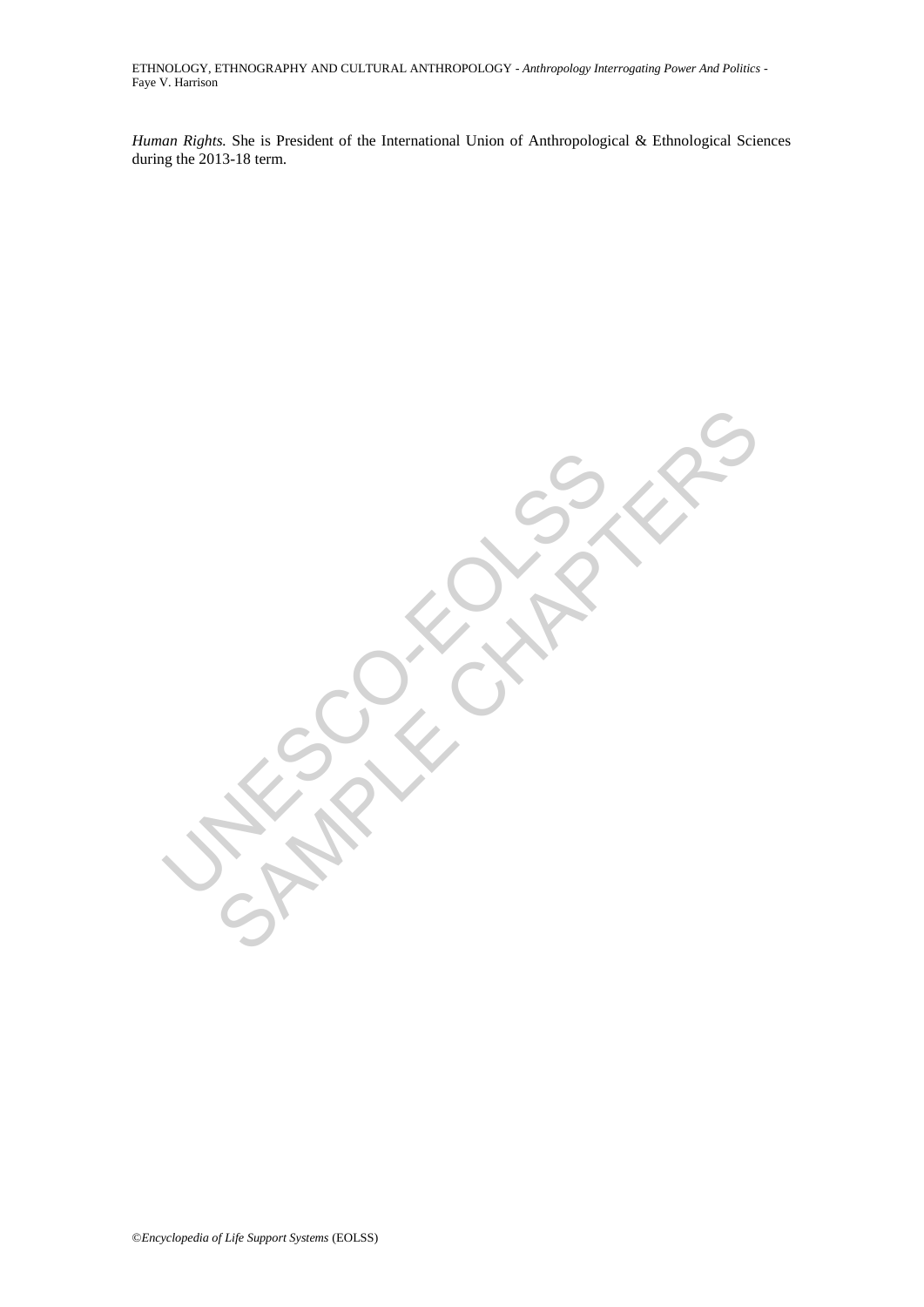*Human Rights.* She is President of the International Union of Anthropological & Ethnological Sciences during the 2013-18 term.